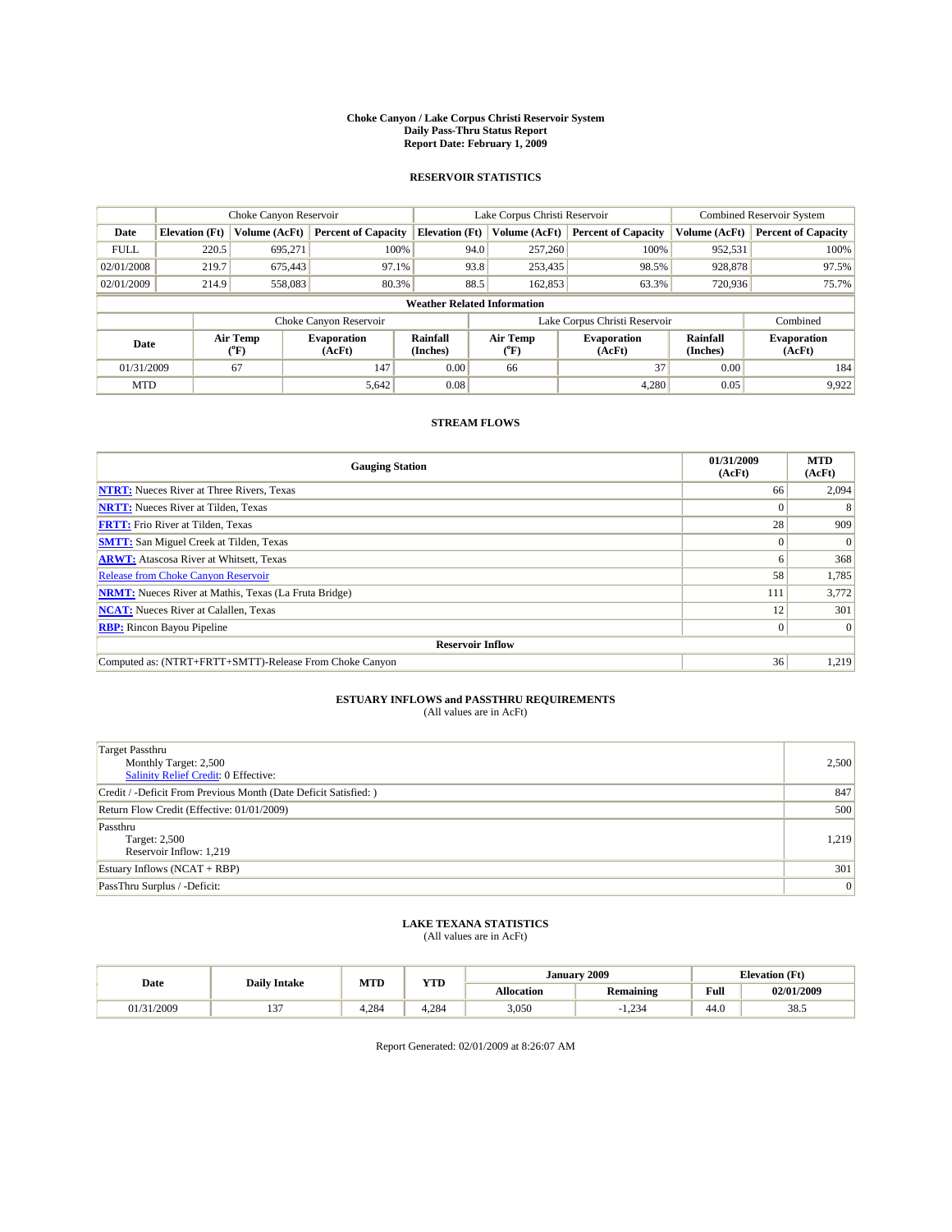# Choke Canyon / Lake Corpus Christi Reservoir System
## Daily Pass-Thru Status Report
## Report Date: February 1, 2009

### RESERVOIR STATISTICS

| | Choke Canyon Reservoir | | | Lake Corpus Christi Reservoir | | | Combined Reservoir System | |
|---|---|---|---|---|---|---|---|---|
| Date | Elevation (Ft) | Volume (AcFt) | Percent of Capacity | Elevation (Ft) | Volume (AcFt) | Percent of Capacity | Volume (AcFt) | Percent of Capacity |
| FULL | 220.5 | 695,271 | 100% | 94.0 | 257,260 | 100% | 952,531 | 100% |
| 02/01/2008 | 219.7 | 675,443 | 97.1% | 93.8 | 253,435 | 98.5% | 928,878 | 97.5% |
| 02/01/2009 | 214.9 | 558,083 | 80.3% | 88.5 | 162,853 | 63.3% | 720,936 | 75.7% |

**Weather Related Information**

| | Choke Canyon Reservoir | | | Lake Corpus Christi Reservoir | | | Combined |
|---|---|---|---|---|---|---|---|
| Date | Air Temp (°F) | Evaporation (AcFt) | Rainfall (Inches) | Air Temp (°F) | Evaporation (AcFt) | Rainfall (Inches) | Evaporation (AcFt) |
| 01/31/2009 | 67 | 147 | 0.00 | 66 | 37 | 0.00 | 184 |
| MTD | | 5,642 | 0.08 | | 4,280 | 0.05 | 9,922 |

### STREAM FLOWS

| Gauging Station | 01/31/2009 (AcFt) | MTD (AcFt) |
|---|---|---|
| NTRT: Nueces River at Three Rivers, Texas | 66 | 2,094 |
| NRTT: Nueces River at Tilden, Texas | 0 | 8 |
| FRTT: Frio River at Tilden, Texas | 28 | 909 |
| SMTT: San Miguel Creek at Tilden, Texas | 0 | 0 |
| ARWT: Atascosa River at Whitsett, Texas | 6 | 368 |
| Release from Choke Canyon Reservoir | 58 | 1,785 |
| NRMT: Nueces River at Mathis, Texas (La Fruta Bridge) | 111 | 3,772 |
| NCAT: Nueces River at Calallen, Texas | 12 | 301 |
| RBP: Rincon Bayou Pipeline | 0 | 0 |
| **Reservoir Inflow** | | |
| Computed as: (NTRT+FRTT+SMTT)-Release From Choke Canyon | 36 | 1,219 |

### ESTUARY INFLOWS and PASSTHRU REQUIREMENTS
(All values are in AcFt)

| | |
|---|---|
| Target Passthru<br>Monthly Target: 2,500<br>Salinity Relief Credit: 0 Effective: | 2,500 |
| Credit / -Deficit From Previous Month (Date Deficit Satisfied: ) | 847 |
| Return Flow Credit (Effective: 01/01/2009) | 500 |
| Passthru<br>Target: 2,500<br>Reservoir Inflow: 1,219 | 1,219 |
| Estuary Inflows (NCAT + RBP) | 301 |
| PassThru Surplus / -Deficit: | 0 |

### LAKE TEXANA STATISTICS
(All values are in AcFt)

| Date | Daily Intake | MTD | YTD | January 2009 | | Elevation (Ft) | |
|---|---|---|---|---|---|---|---|
| | | | | Allocation | Remaining | Full | 02/01/2009 |
| 01/31/2009 | 137 | 4,284 | 4,284 | 3,050 | -1,234 | 44.0 | 38.5 |

Report Generated: 02/01/2009 at 8:26:07 AM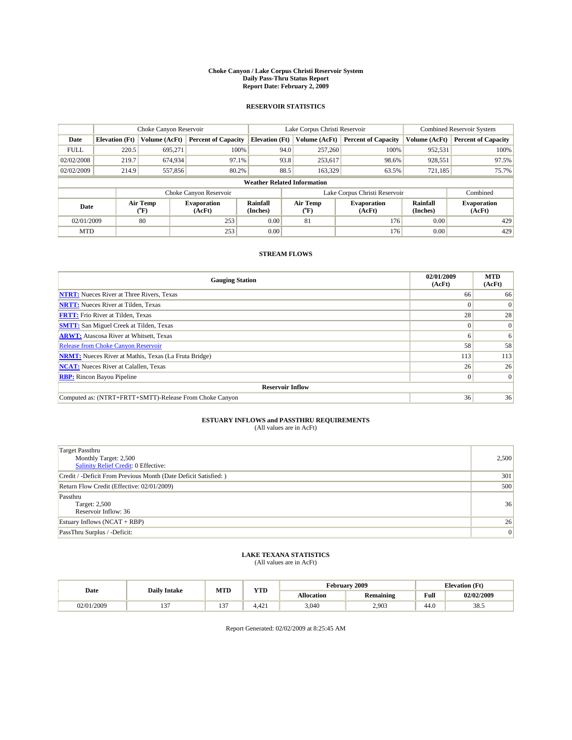# Choke Canyon / Lake Corpus Christi Reservoir System
## Daily Pass-Thru Status Report
## Report Date: February 2, 2009

### RESERVOIR STATISTICS

| | Choke Canyon Reservoir | | | Lake Corpus Christi Reservoir | | | Combined Reservoir System | |
|---|---|---|---|---|---|---|---|---|
| Date | Elevation (Ft) | Volume (AcFt) | Percent of Capacity | Elevation (Ft) | Volume (AcFt) | Percent of Capacity | Volume (AcFt) | Percent of Capacity |
| FULL | 220.5 | 695,271 | 100% | 94.0 | 257,260 | 100% | 952,531 | 100% |
| 02/02/2008 | 219.7 | 674,934 | 97.1% | 93.8 | 253,617 | 98.6% | 928,551 | 97.5% |
| 02/02/2009 | 214.9 | 557,856 | 80.2% | 88.5 | 163,329 | 63.5% | 721,185 | 75.7% |

**Weather Related Information**

| | Choke Canyon Reservoir | | | Lake Corpus Christi Reservoir | | | Combined |
|---|---|---|---|---|---|---|---|
| Date | Air Temp (°F) | Evaporation (AcFt) | Rainfall (Inches) | Air Temp (°F) | Evaporation (AcFt) | Rainfall (Inches) | Evaporation (AcFt) |
| 02/01/2009 | 80 | 253 | 0.00 | 81 | 176 | 0.00 | 429 |
| MTD | | 253 | 0.00 | | 176 | 0.00 | 429 |

### STREAM FLOWS

| Gauging Station | 02/01/2009 (AcFt) | MTD (AcFt) |
|---|---|---|
| NTRT: Nueces River at Three Rivers, Texas | 66 | 66 |
| NRTT: Nueces River at Tilden, Texas | 0 | 0 |
| FRTT: Frio River at Tilden, Texas | 28 | 28 |
| SMTT: San Miguel Creek at Tilden, Texas | 0 | 0 |
| ARWT: Atascosa River at Whitsett, Texas | 6 | 6 |
| Release from Choke Canyon Reservoir | 58 | 58 |
| NRMT: Nueces River at Mathis, Texas (La Fruta Bridge) | 113 | 113 |
| NCAT: Nueces River at Calallen, Texas | 26 | 26 |
| RBP: Rincon Bayou Pipeline | 0 | 0 |
| **Reservoir Inflow** | | |
| Computed as: (NTRT+FRTT+SMTT)-Release From Choke Canyon | 36 | 36 |

### ESTUARY INFLOWS and PASSTHRU REQUIREMENTS
(All values are in AcFt)

| | |
|---|---|
| Target Passthru<br>Monthly Target: 2,500<br>Salinity Relief Credit: 0 Effective: | 2,500 |
| Credit / -Deficit From Previous Month (Date Deficit Satisfied: ) | 301 |
| Return Flow Credit (Effective: 02/01/2009) | 500 |
| Passthru<br>Target: 2,500<br>Reservoir Inflow: 36 | 36 |
| Estuary Inflows (NCAT + RBP) | 26 |
| PassThru Surplus / -Deficit: | 0 |

### LAKE TEXANA STATISTICS
(All values are in AcFt)

| Date | Daily Intake | MTD | YTD | February 2009 | | Elevation (Ft) | |
|---|---|---|---|---|---|---|---|
| | | | | Allocation | Remaining | Full | 02/02/2009 |
| 02/01/2009 | 137 | 137 | 4,421 | 3,040 | 2,903 | 44.0 | 38.5 |

Report Generated: 02/02/2009 at 8:25:45 AM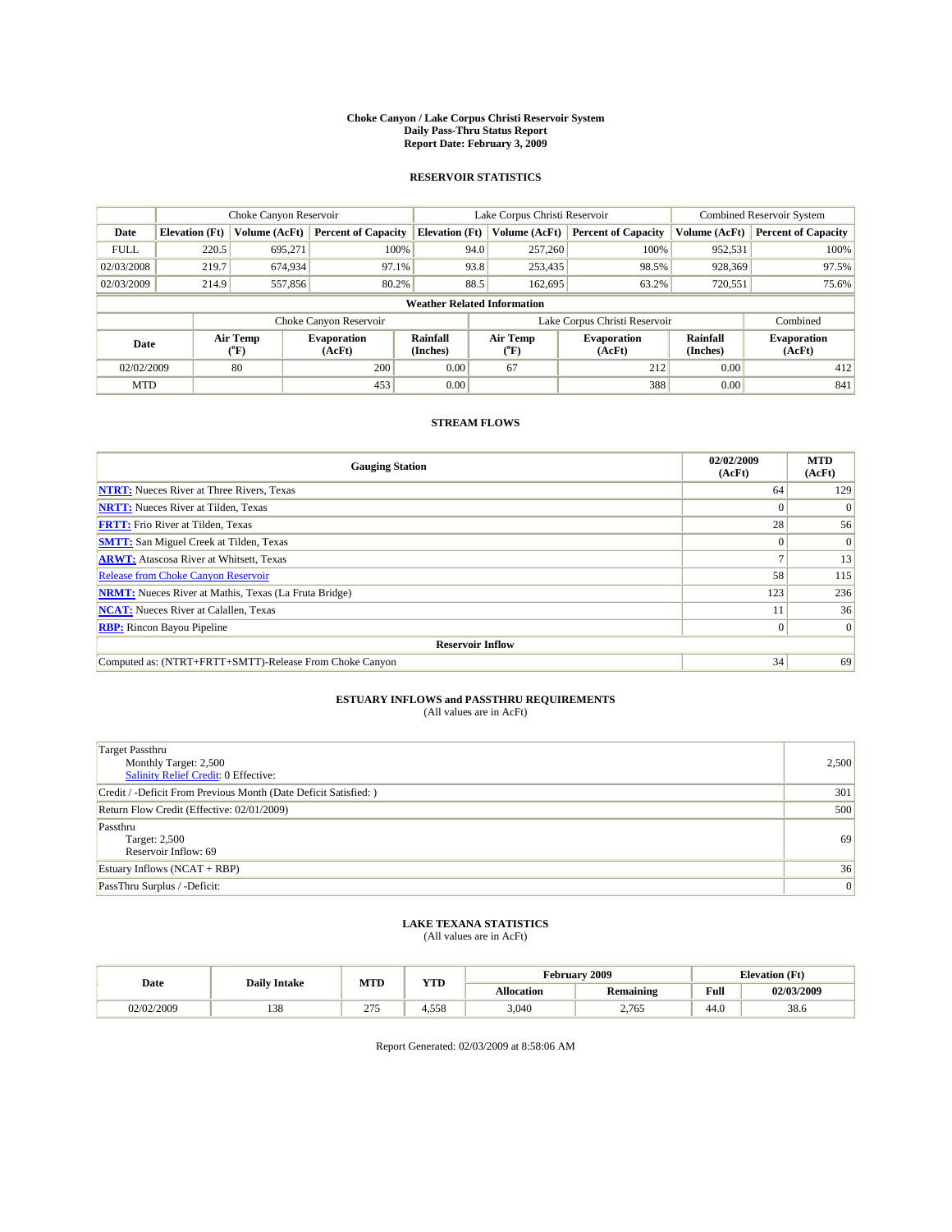# Choke Canyon / Lake Corpus Christi Reservoir System
## Daily Pass-Thru Status Report
## Report Date: February 3, 2009

### RESERVOIR STATISTICS

| | Choke Canyon Reservoir | | | Lake Corpus Christi Reservoir | | | Combined Reservoir System | |
|---|---|---|---|---|---|---|---|---|
| Date | Elevation (Ft) | Volume (AcFt) | Percent of Capacity | Elevation (Ft) | Volume (AcFt) | Percent of Capacity | Volume (AcFt) | Percent of Capacity |
| FULL | 220.5 | 695,271 | 100% | 94.0 | 257,260 | 100% | 952,531 | 100% |
| 02/03/2008 | 219.7 | 674,934 | 97.1% | 93.8 | 253,435 | 98.5% | 928,369 | 97.5% |
| 02/03/2009 | 214.9 | 557,856 | 80.2% | 88.5 | 162,695 | 63.2% | 720,551 | 75.6% |

**Weather Related Information**

| | Choke Canyon Reservoir | | | Lake Corpus Christi Reservoir | | | Combined |
|---|---|---|---|---|---|---|---|
| Date | Air Temp (°F) | Evaporation (AcFt) | Rainfall (Inches) | Air Temp (°F) | Evaporation (AcFt) | Rainfall (Inches) | Evaporation (AcFt) |
| 02/02/2009 | 80 | 200 | 0.00 | 67 | 212 | 0.00 | 412 |
| MTD | | 453 | 0.00 | | 388 | 0.00 | 841 |

### STREAM FLOWS

| Gauging Station | 02/02/2009 (AcFt) | MTD (AcFt) |
|---|---|---|
| NTRT: Nueces River at Three Rivers, Texas | 64 | 129 |
| NRTT: Nueces River at Tilden, Texas | 0 | 0 |
| FRTT: Frio River at Tilden, Texas | 28 | 56 |
| SMTT: San Miguel Creek at Tilden, Texas | 0 | 0 |
| ARWT: Atascosa River at Whitsett, Texas | 7 | 13 |
| Release from Choke Canyon Reservoir | 58 | 115 |
| NRMT: Nueces River at Mathis, Texas (La Fruta Bridge) | 123 | 236 |
| NCAT: Nueces River at Calallen, Texas | 11 | 36 |
| RBP: Rincon Bayou Pipeline | 0 | 0 |
| **Reservoir Inflow** | | |
| Computed as: (NTRT+FRTT+SMTT)-Release From Choke Canyon | 34 | 69 |

### ESTUARY INFLOWS and PASSTHRU REQUIREMENTS
(All values are in AcFt)

| | |
|---|---|
| Target Passthru<br>Monthly Target: 2,500<br>Salinity Relief Credit: 0 Effective: | 2,500 |
| Credit / -Deficit From Previous Month (Date Deficit Satisfied: ) | 301 |
| Return Flow Credit (Effective: 02/01/2009) | 500 |
| Passthru<br>Target: 2,500<br>Reservoir Inflow: 69 | 69 |
| Estuary Inflows (NCAT + RBP) | 36 |
| PassThru Surplus / -Deficit: | 0 |

### LAKE TEXANA STATISTICS
(All values are in AcFt)

| Date | Daily Intake | MTD | YTD | February 2009 | | Elevation (Ft) | |
|---|---|---|---|---|---|---|---|
| | | | | Allocation | Remaining | Full | 02/03/2009 |
| 02/02/2009 | 138 | 275 | 4,558 | 3,040 | 2,765 | 44.0 | 38.6 |

Report Generated: 02/03/2009 at 8:58:06 AM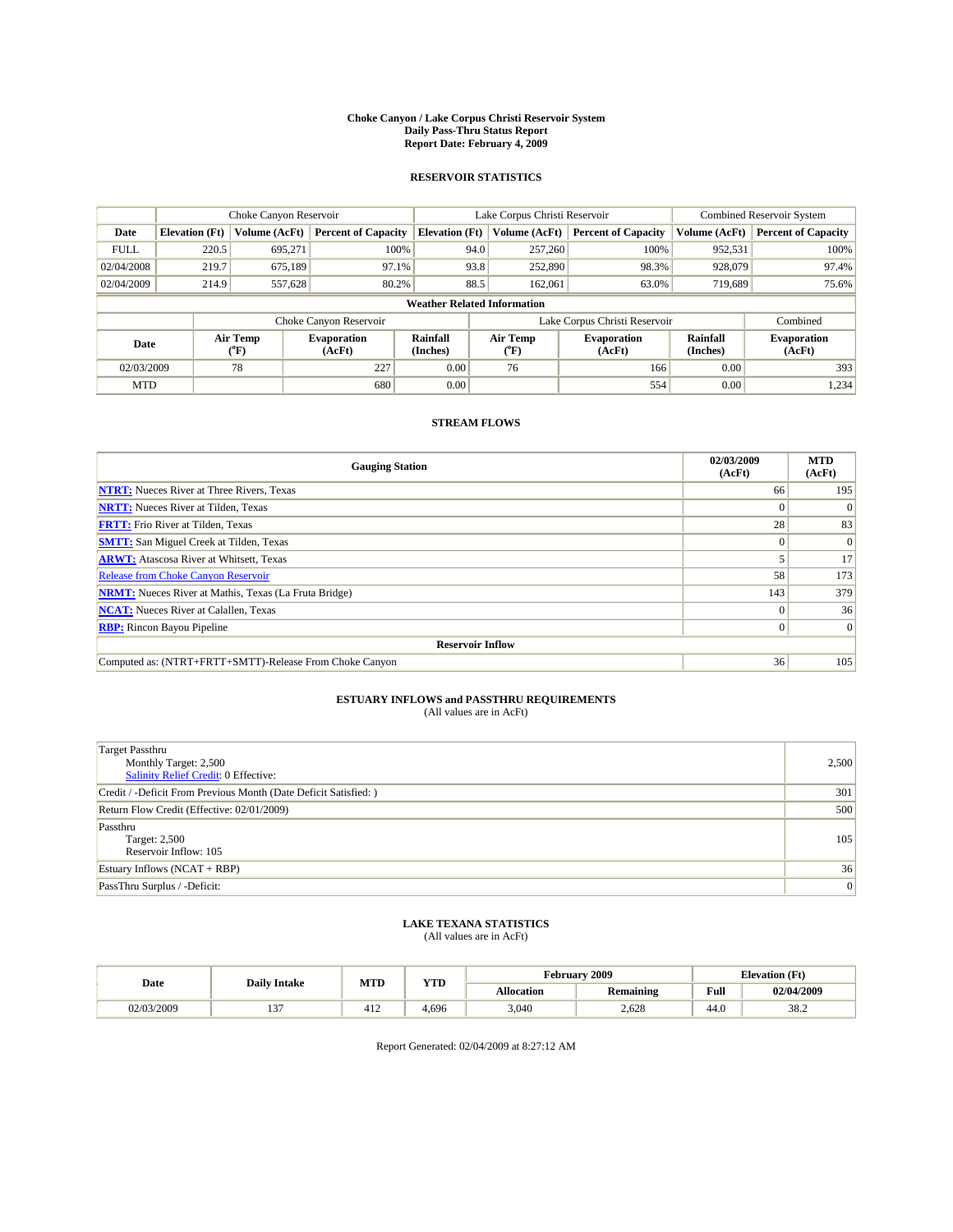# Choke Canyon / Lake Corpus Christi Reservoir System
## Daily Pass-Thru Status Report
### Report Date: February 4, 2009

## RESERVOIR STATISTICS

| | Choke Canyon Reservoir | | | Lake Corpus Christi Reservoir | | | Combined Reservoir System | |
|---|---|---|---|---|---|---|---|---|
| Date | Elevation (Ft) | Volume (AcFt) | Percent of Capacity | Elevation (Ft) | Volume (AcFt) | Percent of Capacity | Volume (AcFt) | Percent of Capacity |
| FULL | 220.5 | 695,271 | 100% | 94.0 | 257,260 | 100% | 952,531 | 100% |
| 02/04/2008 | 219.7 | 675,189 | 97.1% | 93.8 | 252,890 | 98.3% | 928,079 | 97.4% |
| 02/04/2009 | 214.9 | 557,628 | 80.2% | 88.5 | 162,061 | 63.0% | 719,689 | 75.6% |

**Weather Related Information**

| | Choke Canyon Reservoir | | | Lake Corpus Christi Reservoir | | | Combined |
|---|---|---|---|---|---|---|---|
| Date | Air Temp (°F) | Evaporation (AcFt) | Rainfall (Inches) | Air Temp (°F) | Evaporation (AcFt) | Rainfall (Inches) | Evaporation (AcFt) |
| 02/03/2009 | 78 | 227 | 0.00 | 76 | 166 | 0.00 | 393 |
| MTD | | 680 | 0.00 | | 554 | 0.00 | 1,234 |

## STREAM FLOWS

| Gauging Station | 02/03/2009 (AcFt) | MTD (AcFt) |
|---|---|---|
| **NTRT:** Nueces River at Three Rivers, Texas | 66 | 195 |
| **NRTT:** Nueces River at Tilden, Texas | 0 | 0 |
| **FRTT:** Frio River at Tilden, Texas | 28 | 83 |
| **SMTT:** San Miguel Creek at Tilden, Texas | 0 | 0 |
| **ARWT:** Atascosa River at Whitsett, Texas | 5 | 17 |
| Release from Choke Canyon Reservoir | 58 | 173 |
| **NRMT:** Nueces River at Mathis, Texas (La Fruta Bridge) | 143 | 379 |
| **NCAT:** Nueces River at Calallen, Texas | 0 | 36 |
| **RBP:** Rincon Bayou Pipeline | 0 | 0 |
| **Reservoir Inflow** | | |
| Computed as: (NTRT+FRTT+SMTT)-Release From Choke Canyon | 36 | 105 |

## ESTUARY INFLOWS and PASSTHRU REQUIREMENTS
(All values are in AcFt)

| | |
|---|---|
| Target Passthru<br>Monthly Target: 2,500<br>Salinity Relief Credit: 0 Effective: | 2,500 |
| Credit / -Deficit From Previous Month (Date Deficit Satisfied: ) | 301 |
| Return Flow Credit (Effective: 02/01/2009) | 500 |
| Passthru<br>Target: 2,500<br>Reservoir Inflow: 105 | 105 |
| Estuary Inflows (NCAT + RBP) | 36 |
| PassThru Surplus / -Deficit: | 0 |

## LAKE TEXANA STATISTICS
(All values are in AcFt)

| Date | Daily Intake | MTD | YTD | February 2009 | | Elevation (Ft) | |
|---|---|---|---|---|---|---|---|
| | | | | Allocation | Remaining | Full | 02/04/2009 |
| 02/03/2009 | 137 | 412 | 4,696 | 3,040 | 2,628 | 44.0 | 38.2 |

Report Generated: 02/04/2009 at 8:27:12 AM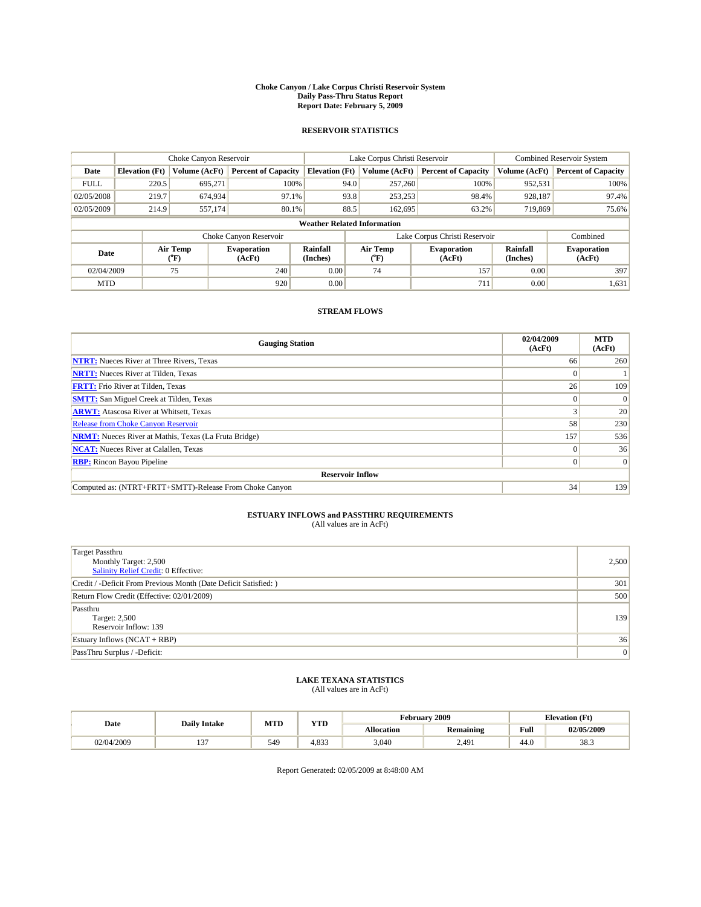# Choke Canyon / Lake Corpus Christi Reservoir System
## Daily Pass-Thru Status Report
## Report Date: February 5, 2009

### RESERVOIR STATISTICS

| | Choke Canyon Reservoir | | | Lake Corpus Christi Reservoir | | | Combined Reservoir System | |
|---|---|---|---|---|---|---|---|---|
| Date | Elevation (Ft) | Volume (AcFt) | Percent of Capacity | Elevation (Ft) | Volume (AcFt) | Percent of Capacity | Volume (AcFt) | Percent of Capacity |
| FULL | 220.5 | 695,271 | 100% | 94.0 | 257,260 | 100% | 952,531 | 100% |
| 02/05/2008 | 219.7 | 674,934 | 97.1% | 93.8 | 253,253 | 98.4% | 928,187 | 97.4% |
| 02/05/2009 | 214.9 | 557,174 | 80.1% | 88.5 | 162,695 | 63.2% | 719,869 | 75.6% |

**Weather Related Information**

| | Choke Canyon Reservoir | | | Lake Corpus Christi Reservoir | | | Combined |
|---|---|---|---|---|---|---|---|
| Date | Air Temp (°F) | Evaporation (AcFt) | Rainfall (Inches) | Air Temp (°F) | Evaporation (AcFt) | Rainfall (Inches) | Evaporation (AcFt) |
| 02/04/2009 | 75 | 240 | 0.00 | 74 | 157 | 0.00 | 397 |
| MTD | | 920 | 0.00 | | 711 | 0.00 | 1,631 |

### STREAM FLOWS

| Gauging Station | 02/04/2009 (AcFt) | MTD (AcFt) |
|---|---|---|
| **NTRT:** Nueces River at Three Rivers, Texas | 66 | 260 |
| **NRTT:** Nueces River at Tilden, Texas | 0 | 1 |
| **FRTT:** Frio River at Tilden, Texas | 26 | 109 |
| **SMTT:** San Miguel Creek at Tilden, Texas | 0 | 0 |
| **ARWT:** Atascosa River at Whitsett, Texas | 3 | 20 |
| Release from Choke Canyon Reservoir | 58 | 230 |
| **NRMT:** Nueces River at Mathis, Texas (La Fruta Bridge) | 157 | 536 |
| **NCAT:** Nueces River at Calallen, Texas | 0 | 36 |
| **RBP:** Rincon Bayou Pipeline | 0 | 0 |
| **Reservoir Inflow** | | |
| Computed as: (NTRT+FRTT+SMTT)-Release From Choke Canyon | 34 | 139 |

### ESTUARY INFLOWS and PASSTHRU REQUIREMENTS
(All values are in AcFt)

| | |
|---|---|
| Target Passthru<br>Monthly Target: 2,500<br>Salinity Relief Credit: 0 Effective: | 2,500 |
| Credit / -Deficit From Previous Month (Date Deficit Satisfied: ) | 301 |
| Return Flow Credit (Effective: 02/01/2009) | 500 |
| Passthru<br>Target: 2,500<br>Reservoir Inflow: 139 | 139 |
| Estuary Inflows (NCAT + RBP) | 36 |
| PassThru Surplus / -Deficit: | 0 |

### LAKE TEXANA STATISTICS
(All values are in AcFt)

| Date | Daily Intake | MTD | YTD | February 2009 | | Elevation (Ft) | |
|---|---|---|---|---|---|---|---|
| | | | | Allocation | Remaining | Full | 02/05/2009 |
| 02/04/2009 | 137 | 549 | 4,833 | 3,040 | 2,491 | 44.0 | 38.3 |

Report Generated: 02/05/2009 at 8:48:00 AM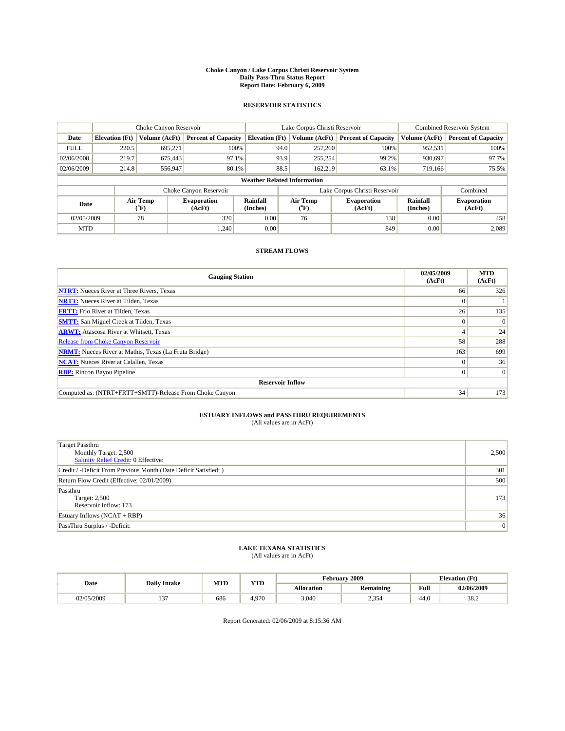# Choke Canyon / Lake Corpus Christi Reservoir System
## Daily Pass-Thru Status Report
## Report Date: February 6, 2009

### RESERVOIR STATISTICS

| | Choke Canyon Reservoir | | | Lake Corpus Christi Reservoir | | | Combined Reservoir System | |
|---|---|---|---|---|---|---|---|---|
| Date | Elevation (Ft) | Volume (AcFt) | Percent of Capacity | Elevation (Ft) | Volume (AcFt) | Percent of Capacity | Volume (AcFt) | Percent of Capacity |
| FULL | 220.5 | 695,271 | 100% | 94.0 | 257,260 | 100% | 952,531 | 100% |
| 02/06/2008 | 219.7 | 675,443 | 97.1% | 93.9 | 255,254 | 99.2% | 930,697 | 97.7% |
| 02/06/2009 | 214.8 | 556,947 | 80.1% | 88.5 | 162,219 | 63.1% | 719,166 | 75.5% |

**Weather Related Information**

| | Choke Canyon Reservoir | | | Lake Corpus Christi Reservoir | | | Combined |
|---|---|---|---|---|---|---|---|
| Date | Air Temp (°F) | Evaporation (AcFt) | Rainfall (Inches) | Air Temp (°F) | Evaporation (AcFt) | Rainfall (Inches) | Evaporation (AcFt) |
| 02/05/2009 | 78 | 320 | 0.00 | 76 | 138 | 0.00 | 458 |
| MTD | | 1,240 | 0.00 | | 849 | 0.00 | 2,089 |

### STREAM FLOWS

| Gauging Station | 02/05/2009 (AcFt) | MTD (AcFt) |
|---|---|---|
| NTRT: Nueces River at Three Rivers, Texas | 66 | 326 |
| NRTT: Nueces River at Tilden, Texas | 0 | 1 |
| FRTT: Frio River at Tilden, Texas | 26 | 135 |
| SMTT: San Miguel Creek at Tilden, Texas | 0 | 0 |
| ARWT: Atascosa River at Whitsett, Texas | 4 | 24 |
| Release from Choke Canyon Reservoir | 58 | 288 |
| NRMT: Nueces River at Mathis, Texas (La Fruta Bridge) | 163 | 699 |
| NCAT: Nueces River at Calallen, Texas | 0 | 36 |
| RBP: Rincon Bayou Pipeline | 0 | 0 |
| **Reservoir Inflow** | | |
| Computed as: (NTRT+FRTT+SMTT)-Release From Choke Canyon | 34 | 173 |

### ESTUARY INFLOWS and PASSTHRU REQUIREMENTS
(All values are in AcFt)

| | |
|---|---|
| Target Passthru<br>Monthly Target: 2,500<br>Salinity Relief Credit: 0 Effective: | 2,500 |
| Credit / -Deficit From Previous Month (Date Deficit Satisfied: ) | 301 |
| Return Flow Credit (Effective: 02/01/2009) | 500 |
| Passthru<br>Target: 2,500<br>Reservoir Inflow: 173 | 173 |
| Estuary Inflows (NCAT + RBP) | 36 |
| PassThru Surplus / -Deficit: | 0 |

### LAKE TEXANA STATISTICS
(All values are in AcFt)

| Date | Daily Intake | MTD | YTD | February 2009 | | Elevation (Ft) | |
|---|---|---|---|---|---|---|---|
| | | | | Allocation | Remaining | Full | 02/06/2009 |
| 02/05/2009 | 137 | 686 | 4,970 | 3,040 | 2,354 | 44.0 | 38.2 |

Report Generated: 02/06/2009 at 8:15:36 AM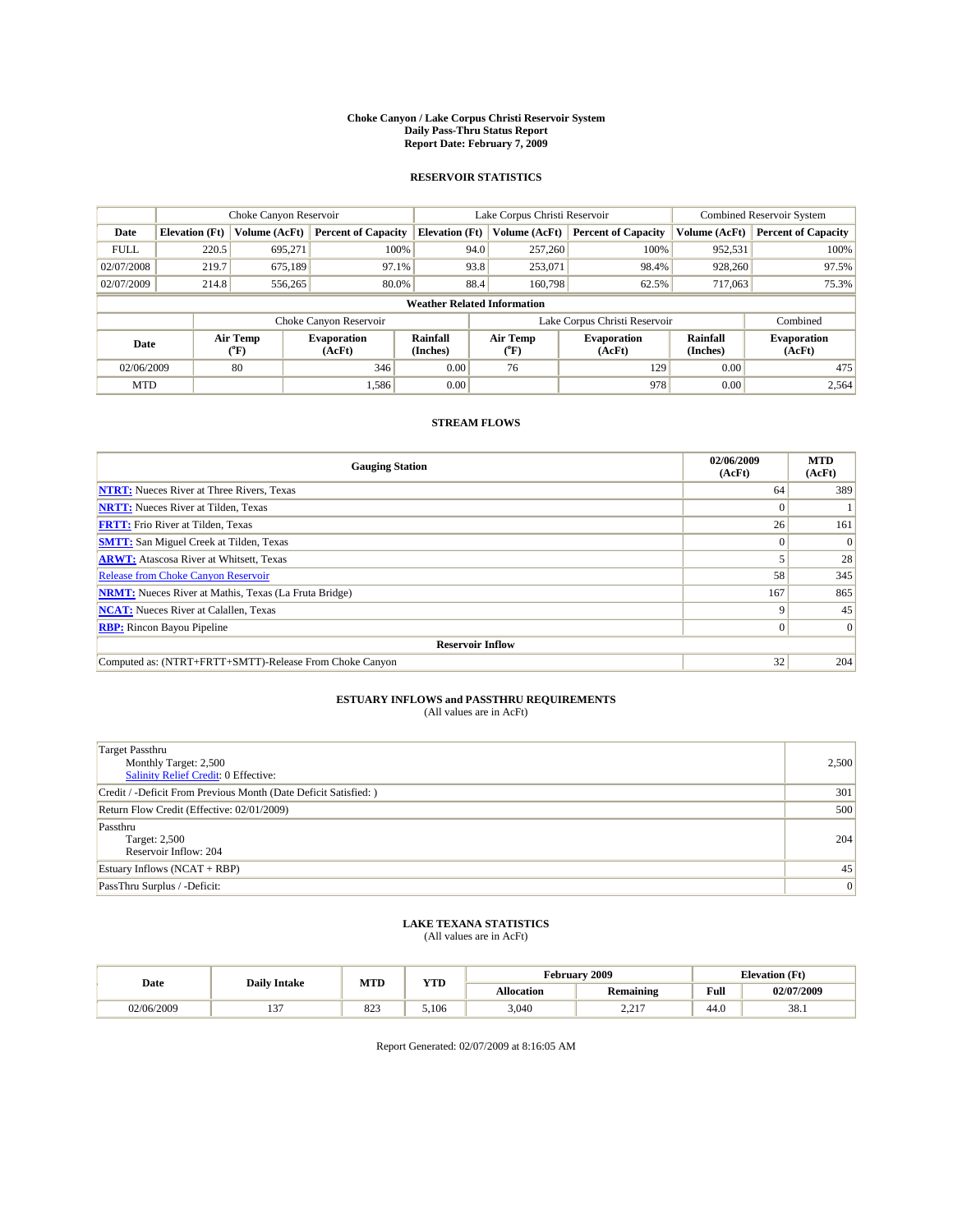# Choke Canyon / Lake Corpus Christi Reservoir System
## Daily Pass-Thru Status Report
### Report Date: February 7, 2009

## RESERVOIR STATISTICS

| | Choke Canyon Reservoir | | | Lake Corpus Christi Reservoir | | | Combined Reservoir System | |
|---|---|---|---|---|---|---|---|---|
| **Date** | **Elevation (Ft)** | **Volume (AcFt)** | **Percent of Capacity** | **Elevation (Ft)** | **Volume (AcFt)** | **Percent of Capacity** | **Volume (AcFt)** | **Percent of Capacity** |
| FULL | 220.5 | 695,271 | 100% | 94.0 | 257,260 | 100% | 952,531 | 100% |
| 02/07/2008 | 219.7 | 675,189 | 97.1% | 93.8 | 253,071 | 98.4% | 928,260 | 97.5% |
| 02/07/2009 | 214.8 | 556,265 | 80.0% | 88.4 | 160,798 | 62.5% | 717,063 | 75.3% |

**Weather Related Information**

| | Choke Canyon Reservoir | | | Lake Corpus Christi Reservoir | | | Combined |
|---|---|---|---|---|---|---|---|
| **Date** | **Air Temp (°F)** | **Evaporation (AcFt)** | **Rainfall (Inches)** | **Air Temp (°F)** | **Evaporation (AcFt)** | **Rainfall (Inches)** | **Evaporation (AcFt)** |
| 02/06/2009 | 80 | 346 | 0.00 | 76 | 129 | 0.00 | 475 |
| MTD | | 1,586 | 0.00 | | 978 | 0.00 | 2,564 |

## STREAM FLOWS

| Gauging Station | 02/06/2009 (AcFt) | MTD (AcFt) |
|---|---|---|
| **NTRT:** Nueces River at Three Rivers, Texas | 64 | 389 |
| **NRTT:** Nueces River at Tilden, Texas | 0 | 1 |
| **FRTT:** Frio River at Tilden, Texas | 26 | 161 |
| **SMTT:** San Miguel Creek at Tilden, Texas | 0 | 0 |
| **ARWT:** Atascosa River at Whitsett, Texas | 5 | 28 |
| Release from Choke Canyon Reservoir | 58 | 345 |
| **NRMT:** Nueces River at Mathis, Texas (La Fruta Bridge) | 167 | 865 |
| **NCAT:** Nueces River at Calallen, Texas | 9 | 45 |
| **RBP:** Rincon Bayou Pipeline | 0 | 0 |
| **Reservoir Inflow** | | |
| Computed as: (NTRT+FRTT+SMTT)-Release From Choke Canyon | 32 | 204 |

## ESTUARY INFLOWS and PASSTHRU REQUIREMENTS
(All values are in AcFt)

| | |
|---|---|
| Target Passthru<br>Monthly Target: 2,500<br>Salinity Relief Credit: 0 Effective: | 2,500 |
| Credit / -Deficit From Previous Month (Date Deficit Satisfied: ) | 301 |
| Return Flow Credit (Effective: 02/01/2009) | 500 |
| Passthru<br>Target: 2,500<br>Reservoir Inflow: 204 | 204 |
| Estuary Inflows (NCAT + RBP) | 45 |
| PassThru Surplus / -Deficit: | 0 |

## LAKE TEXANA STATISTICS
(All values are in AcFt)

| Date | Daily Intake | MTD | YTD | February 2009 | | Elevation (Ft) | |
|---|---|---|---|---|---|---|---|
| | | | | **Allocation** | **Remaining** | **Full** | **02/07/2009** |
| 02/06/2009 | 137 | 823 | 5,106 | 3,040 | 2,217 | 44.0 | 38.1 |

Report Generated: 02/07/2009 at 8:16:05 AM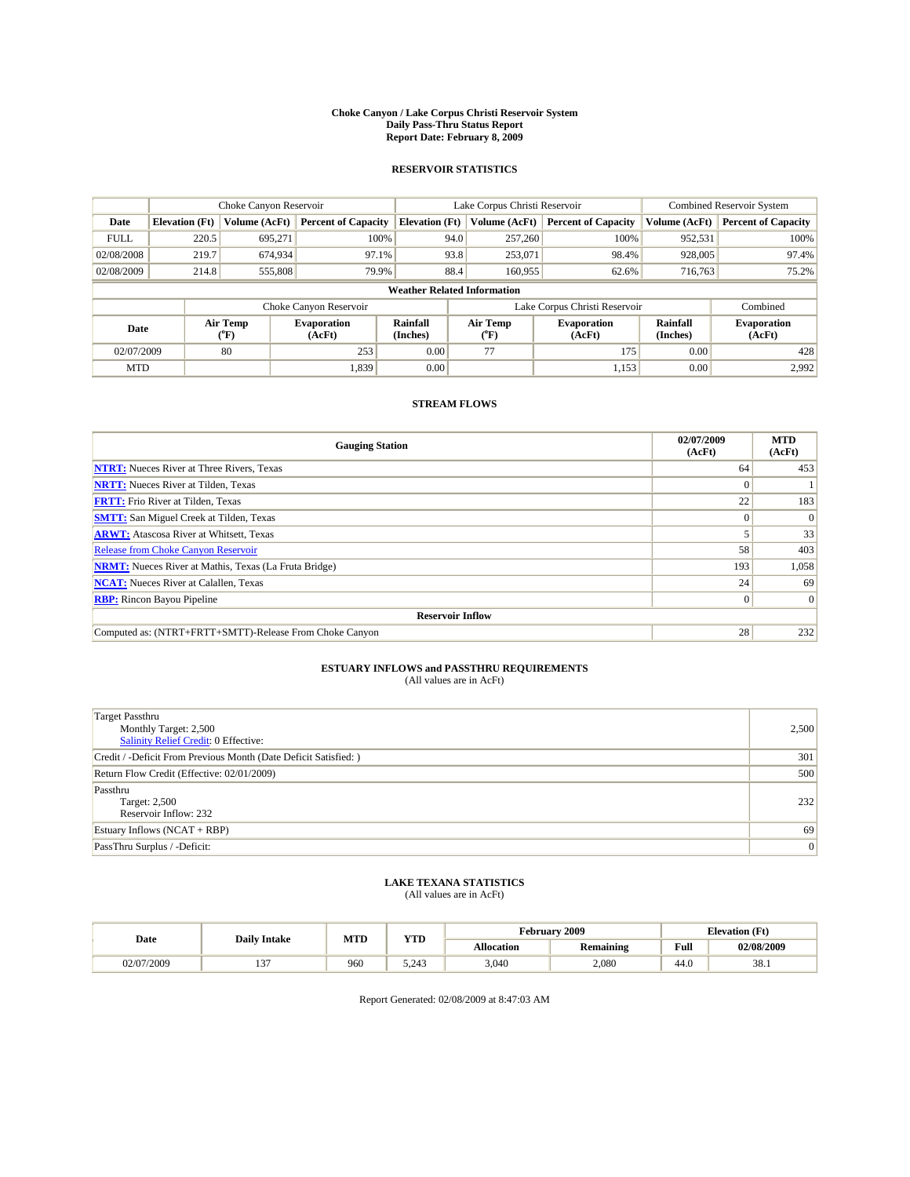**Choke Canyon / Lake Corpus Christi Reservoir System**
**Daily Pass-Thru Status Report**
**Report Date: February 8, 2009**

## RESERVOIR STATISTICS

| | Choke Canyon Reservoir | | | Lake Corpus Christi Reservoir | | | Combined Reservoir System | |
|---|---|---|---|---|---|---|---|---|
| **Date** | **Elevation (Ft)** | **Volume (AcFt)** | **Percent of Capacity** | **Elevation (Ft)** | **Volume (AcFt)** | **Percent of Capacity** | **Volume (AcFt)** | **Percent of Capacity** |
| FULL | 220.5 | 695,271 | 100% | 94.0 | 257,260 | 100% | 952,531 | 100% |
| 02/08/2008 | 219.7 | 674,934 | 97.1% | 93.8 | 253,071 | 98.4% | 928,005 | 97.4% |
| 02/08/2009 | 214.8 | 555,808 | 79.9% | 88.4 | 160,955 | 62.6% | 716,763 | 75.2% |

**Weather Related Information**

| | Choke Canyon Reservoir | | | Lake Corpus Christi Reservoir | | | Combined |
|---|---|---|---|---|---|---|---|
| **Date** | **Air Temp (°F)** | **Evaporation (AcFt)** | **Rainfall (Inches)** | **Air Temp (°F)** | **Evaporation (AcFt)** | **Rainfall (Inches)** | **Evaporation (AcFt)** |
| 02/07/2009 | 80 | 253 | 0.00 | 77 | 175 | 0.00 | 428 |
| MTD | | 1,839 | 0.00 | | 1,153 | 0.00 | 2,992 |

## STREAM FLOWS

| Gauging Station | 02/07/2009 (AcFt) | MTD (AcFt) |
|---|---|---|
| NTRT: Nueces River at Three Rivers, Texas | 64 | 453 |
| NRTT: Nueces River at Tilden, Texas | 0 | 1 |
| FRTT: Frio River at Tilden, Texas | 22 | 183 |
| SMTT: San Miguel Creek at Tilden, Texas | 0 | 0 |
| ARWT: Atascosa River at Whitsett, Texas | 5 | 33 |
| Release from Choke Canyon Reservoir | 58 | 403 |
| NRMT: Nueces River at Mathis, Texas (La Fruta Bridge) | 193 | 1,058 |
| NCAT: Nueces River at Calallen, Texas | 24 | 69 |
| RBP: Rincon Bayou Pipeline | 0 | 0 |
| **Reservoir Inflow** | | |
| Computed as: (NTRT+FRTT+SMTT)-Release From Choke Canyon | 28 | 232 |

## ESTUARY INFLOWS and PASSTHRU REQUIREMENTS
(All values are in AcFt)

| | |
|---|---|
| Target Passthru<br>Monthly Target: 2,500<br>Salinity Relief Credit: 0 Effective: | 2,500 |
| Credit / -Deficit From Previous Month (Date Deficit Satisfied: ) | 301 |
| Return Flow Credit (Effective: 02/01/2009) | 500 |
| Passthru<br>Target: 2,500<br>Reservoir Inflow: 232 | 232 |
| Estuary Inflows (NCAT + RBP) | 69 |
| PassThru Surplus / -Deficit: | 0 |

## LAKE TEXANA STATISTICS
(All values are in AcFt)

| Date | Daily Intake | MTD | YTD | February 2009 | | Elevation (Ft) | |
|---|---|---|---|---|---|---|---|
| | | | | **Allocation** | **Remaining** | **Full** | **02/08/2009** |
| 02/07/2009 | 137 | 960 | 5,243 | 3,040 | 2,080 | 44.0 | 38.1 |

Report Generated: 02/08/2009 at 8:47:03 AM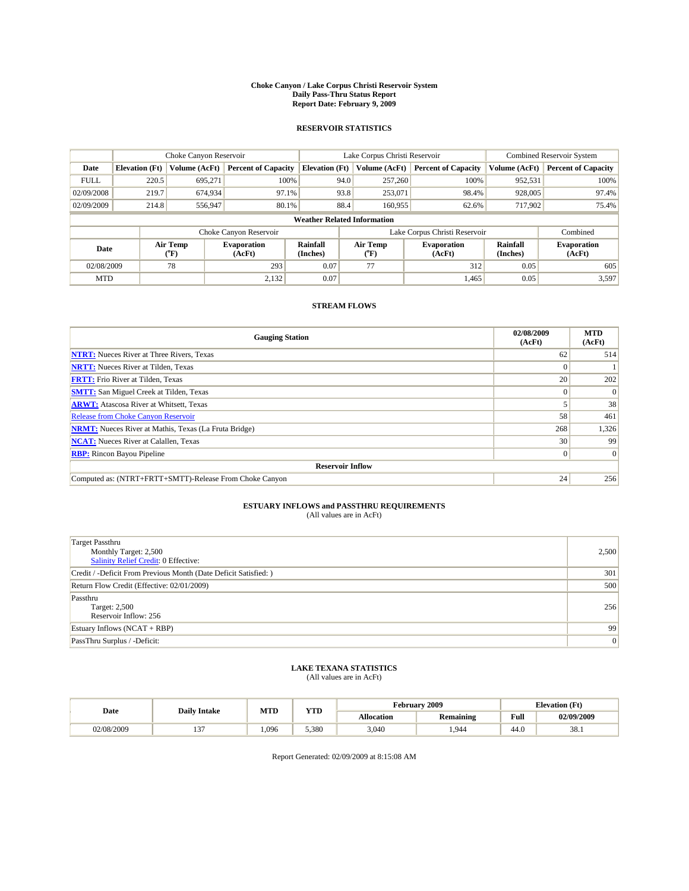**Choke Canyon / Lake Corpus Christi Reservoir System**
**Daily Pass-Thru Status Report**
**Report Date: February 9, 2009**

## RESERVOIR STATISTICS

| | Choke Canyon Reservoir | | | Lake Corpus Christi Reservoir | | | Combined Reservoir System | |
|---|---|---|---|---|---|---|---|---|
| Date | Elevation (Ft) | Volume (AcFt) | Percent of Capacity | Elevation (Ft) | Volume (AcFt) | Percent of Capacity | Volume (AcFt) | Percent of Capacity |
| FULL | 220.5 | 695,271 | 100% | 94.0 | 257,260 | 100% | 952,531 | 100% |
| 02/09/2008 | 219.7 | 674,934 | 97.1% | 93.8 | 253,071 | 98.4% | 928,005 | 97.4% |
| 02/09/2009 | 214.8 | 556,947 | 80.1% | 88.4 | 160,955 | 62.6% | 717,902 | 75.4% |

**Weather Related Information**

| | Choke Canyon Reservoir | | | Lake Corpus Christi Reservoir | | | Combined |
|---|---|---|---|---|---|---|---|
| Date | Air Temp (°F) | Evaporation (AcFt) | Rainfall (Inches) | Air Temp (°F) | Evaporation (AcFt) | Rainfall (Inches) | Evaporation (AcFt) |
| 02/08/2009 | 78 | 293 | 0.07 | 77 | 312 | 0.05 | 605 |
| MTD | | 2,132 | 0.07 | | 1,465 | 0.05 | 3,597 |

## STREAM FLOWS

| Gauging Station | 02/08/2009 (AcFt) | MTD (AcFt) |
|---|---|---|
| NTRT: Nueces River at Three Rivers, Texas | 62 | 514 |
| NRTT: Nueces River at Tilden, Texas | 0 | 1 |
| FRTT: Frio River at Tilden, Texas | 20 | 202 |
| SMTT: San Miguel Creek at Tilden, Texas | 0 | 0 |
| ARWT: Atascosa River at Whitsett, Texas | 5 | 38 |
| Release from Choke Canyon Reservoir | 58 | 461 |
| NRMT: Nueces River at Mathis, Texas (La Fruta Bridge) | 268 | 1,326 |
| NCAT: Nueces River at Calallen, Texas | 30 | 99 |
| RBP: Rincon Bayou Pipeline | 0 | 0 |
| **Reservoir Inflow** | | |
| Computed as: (NTRT+FRTT+SMTT)-Release From Choke Canyon | 24 | 256 |

## ESTUARY INFLOWS and PASSTHRU REQUIREMENTS

(All values are in AcFt)

| | |
|---|---|
| Target Passthru<br>Monthly Target: 2,500<br>Salinity Relief Credit: 0 Effective: | 2,500 |
| Credit / -Deficit From Previous Month (Date Deficit Satisfied: ) | 301 |
| Return Flow Credit (Effective: 02/01/2009) | 500 |
| Passthru<br>Target: 2,500<br>Reservoir Inflow: 256 | 256 |
| Estuary Inflows (NCAT + RBP) | 99 |
| PassThru Surplus / -Deficit: | 0 |

## LAKE TEXANA STATISTICS

(All values are in AcFt)

| Date | Daily Intake | MTD | YTD | February 2009 | | Elevation (Ft) | |
|---|---|---|---|---|---|---|---|
| | | | | Allocation | Remaining | Full | 02/09/2009 |
| 02/08/2009 | 137 | 1,096 | 5,380 | 3,040 | 1,944 | 44.0 | 38.1 |

Report Generated: 02/09/2009 at 8:15:08 AM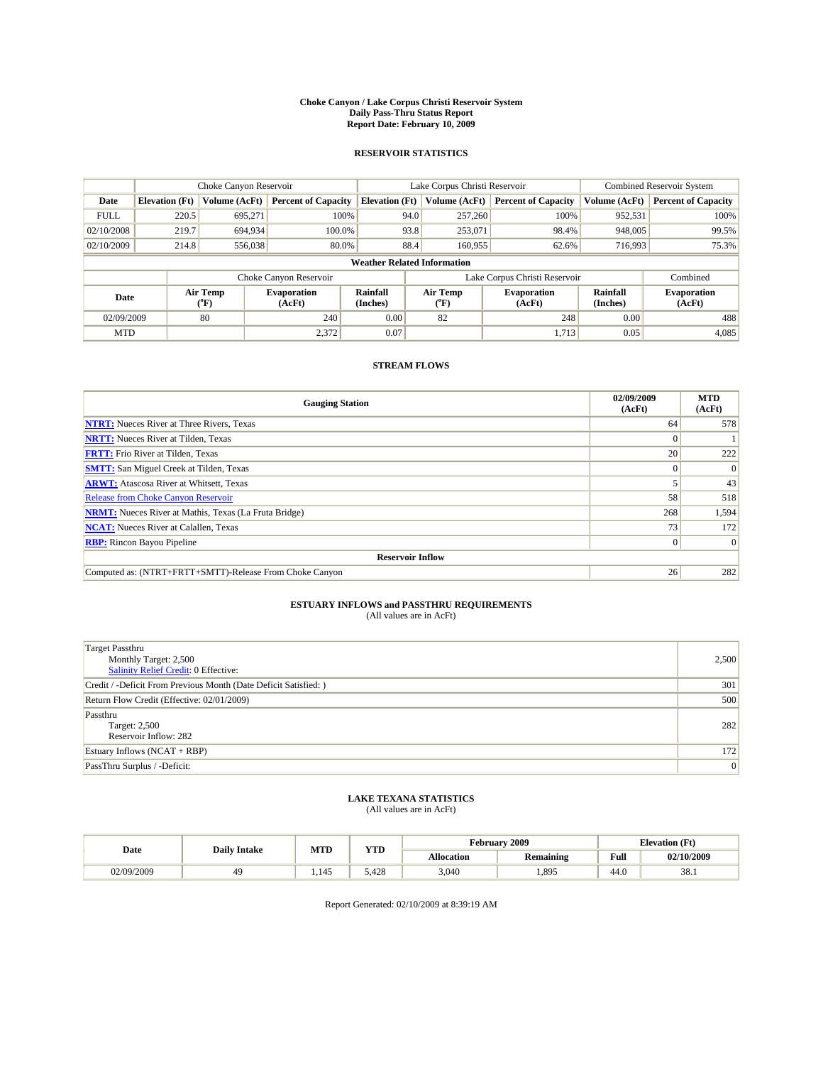# Choke Canyon / Lake Corpus Christi Reservoir System
## Daily Pass-Thru Status Report
### Report Date: February 10, 2009

## RESERVOIR STATISTICS

| | Choke Canyon Reservoir | | | Lake Corpus Christi Reservoir | | | Combined Reservoir System | |
|---|---|---|---|---|---|---|---|---|
| Date | Elevation (Ft) | Volume (AcFt) | Percent of Capacity | Elevation (Ft) | Volume (AcFt) | Percent of Capacity | Volume (AcFt) | Percent of Capacity |
| FULL | 220.5 | 695,271 | 100% | 94.0 | 257,260 | 100% | 952,531 | 100% |
| 02/10/2008 | 219.7 | 694,934 | 100.0% | 93.8 | 253,071 | 98.4% | 948,005 | 99.5% |
| 02/10/2009 | 214.8 | 556,038 | 80.0% | 88.4 | 160,955 | 62.6% | 716,993 | 75.3% |

**Weather Related Information**

| | Choke Canyon Reservoir | | | Lake Corpus Christi Reservoir | | | Combined |
|---|---|---|---|---|---|---|---|
| Date | Air Temp (°F) | Evaporation (AcFt) | Rainfall (Inches) | Air Temp (°F) | Evaporation (AcFt) | Rainfall (Inches) | Evaporation (AcFt) |
| 02/09/2009 | 80 | 240 | 0.00 | 82 | 248 | 0.00 | 488 |
| MTD | | 2,372 | 0.07 | | 1,713 | 0.05 | 4,085 |

## STREAM FLOWS

| Gauging Station | 02/09/2009 (AcFt) | MTD (AcFt) |
|---|---|---|
| **NTRT:** Nueces River at Three Rivers, Texas | 64 | 578 |
| **NRTT:** Nueces River at Tilden, Texas | 0 | 1 |
| **FRTT:** Frio River at Tilden, Texas | 20 | 222 |
| **SMTT:** San Miguel Creek at Tilden, Texas | 0 | 0 |
| **ARWT:** Atascosa River at Whitsett, Texas | 5 | 43 |
| Release from Choke Canyon Reservoir | 58 | 518 |
| **NRMT:** Nueces River at Mathis, Texas (La Fruta Bridge) | 268 | 1,594 |
| **NCAT:** Nueces River at Calallen, Texas | 73 | 172 |
| **RBP:** Rincon Bayou Pipeline | 0 | 0 |
| **Reservoir Inflow** | | |
| Computed as: (NTRT+FRTT+SMTT)-Release From Choke Canyon | 26 | 282 |

## ESTUARY INFLOWS and PASSTHRU REQUIREMENTS
(All values are in AcFt)

| | |
|---|---|
| Target Passthru<br>Monthly Target: 2,500<br>Salinity Relief Credit: 0 Effective: | 2,500 |
| Credit / -Deficit From Previous Month (Date Deficit Satisfied: ) | 301 |
| Return Flow Credit (Effective: 02/01/2009) | 500 |
| Passthru<br>Target: 2,500<br>Reservoir Inflow: 282 | 282 |
| Estuary Inflows (NCAT + RBP) | 172 |
| PassThru Surplus / -Deficit: | 0 |

## LAKE TEXANA STATISTICS
(All values are in AcFt)

| Date | Daily Intake | MTD | YTD | February 2009 | | Elevation (Ft) | |
|---|---|---|---|---|---|---|---|
| | | | | Allocation | Remaining | Full | 02/10/2009 |
| 02/09/2009 | 49 | 1,145 | 5,428 | 3,040 | 1,895 | 44.0 | 38.1 |

Report Generated: 02/10/2009 at 8:39:19 AM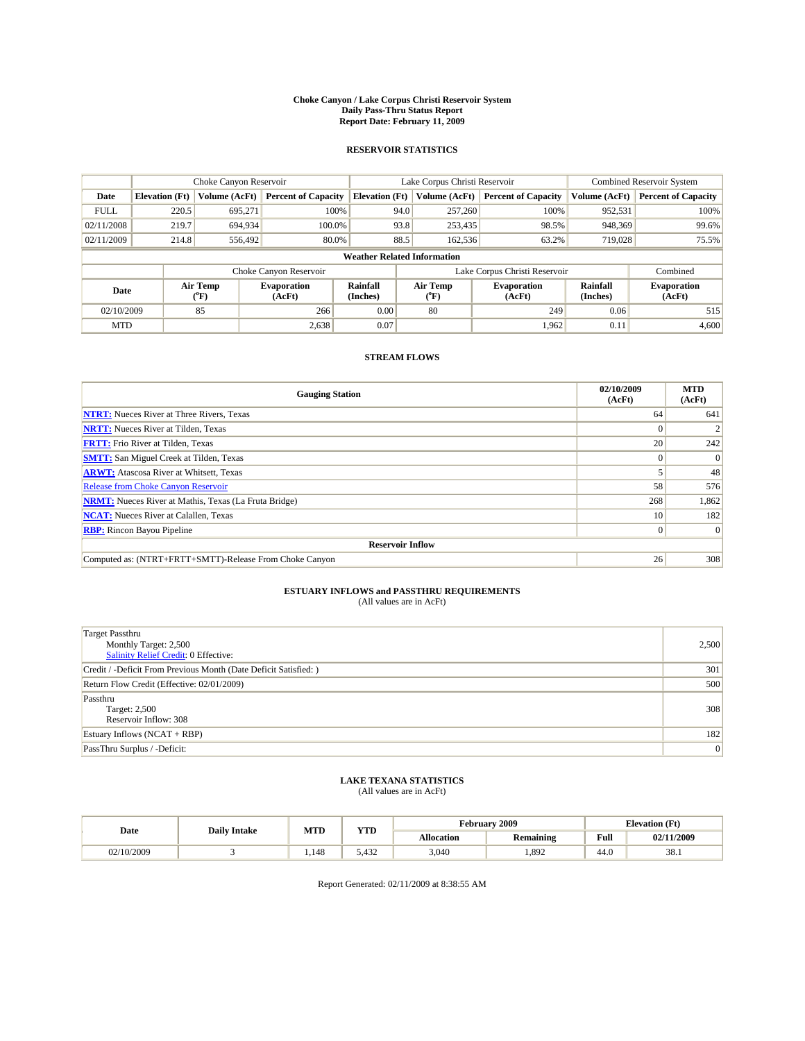# Choke Canyon / Lake Corpus Christi Reservoir System
## Daily Pass-Thru Status Report
### Report Date: February 11, 2009

## RESERVOIR STATISTICS

| | Choke Canyon Reservoir | | | Lake Corpus Christi Reservoir | | | Combined Reservoir System | |
|---|---|---|---|---|---|---|---|---|
| Date | Elevation (Ft) | Volume (AcFt) | Percent of Capacity | Elevation (Ft) | Volume (AcFt) | Percent of Capacity | Volume (AcFt) | Percent of Capacity |
| FULL | 220.5 | 695,271 | 100% | 94.0 | 257,260 | 100% | 952,531 | 100% |
| 02/11/2008 | 219.7 | 694,934 | 100.0% | 93.8 | 253,435 | 98.5% | 948,369 | 99.6% |
| 02/11/2009 | 214.8 | 556,492 | 80.0% | 88.5 | 162,536 | 63.2% | 719,028 | 75.5% |

**Weather Related Information**

| | Choke Canyon Reservoir | | | Lake Corpus Christi Reservoir | | | Combined |
|---|---|---|---|---|---|---|---|
| Date | Air Temp (°F) | Evaporation (AcFt) | Rainfall (Inches) | Air Temp (°F) | Evaporation (AcFt) | Rainfall (Inches) | Evaporation (AcFt) |
| 02/10/2009 | 85 | 266 | 0.00 | 80 | 249 | 0.06 | 515 |
| MTD | | 2,638 | 0.07 | | 1,962 | 0.11 | 4,600 |

## STREAM FLOWS

| Gauging Station | 02/10/2009 (AcFt) | MTD (AcFt) |
|---|---|---|
| NTRT: Nueces River at Three Rivers, Texas | 64 | 641 |
| NRTT: Nueces River at Tilden, Texas | 0 | 2 |
| FRTT: Frio River at Tilden, Texas | 20 | 242 |
| SMTT: San Miguel Creek at Tilden, Texas | 0 | 0 |
| ARWT: Atascosa River at Whitsett, Texas | 5 | 48 |
| Release from Choke Canyon Reservoir | 58 | 576 |
| NRMT: Nueces River at Mathis, Texas (La Fruta Bridge) | 268 | 1,862 |
| NCAT: Nueces River at Calallen, Texas | 10 | 182 |
| RBP: Rincon Bayou Pipeline | 0 | 0 |
| **Reservoir Inflow** | | |
| Computed as: (NTRT+FRTT+SMTT)-Release From Choke Canyon | 26 | 308 |

## ESTUARY INFLOWS and PASSTHRU REQUIREMENTS
(All values are in AcFt)

| | |
|---|---|
| Target Passthru<br>Monthly Target: 2,500<br>Salinity Relief Credit: 0 Effective: | 2,500 |
| Credit / -Deficit From Previous Month (Date Deficit Satisfied: ) | 301 |
| Return Flow Credit (Effective: 02/01/2009) | 500 |
| Passthru<br>Target: 2,500<br>Reservoir Inflow: 308 | 308 |
| Estuary Inflows (NCAT + RBP) | 182 |
| PassThru Surplus / -Deficit: | 0 |

## LAKE TEXANA STATISTICS
(All values are in AcFt)

| Date | Daily Intake | MTD | YTD | February 2009 | | Elevation (Ft) | |
|---|---|---|---|---|---|---|---|
| | | | | Allocation | Remaining | Full | 02/11/2009 |
| 02/10/2009 | 3 | 1,148 | 5,432 | 3,040 | 1,892 | 44.0 | 38.1 |

Report Generated: 02/11/2009 at 8:38:55 AM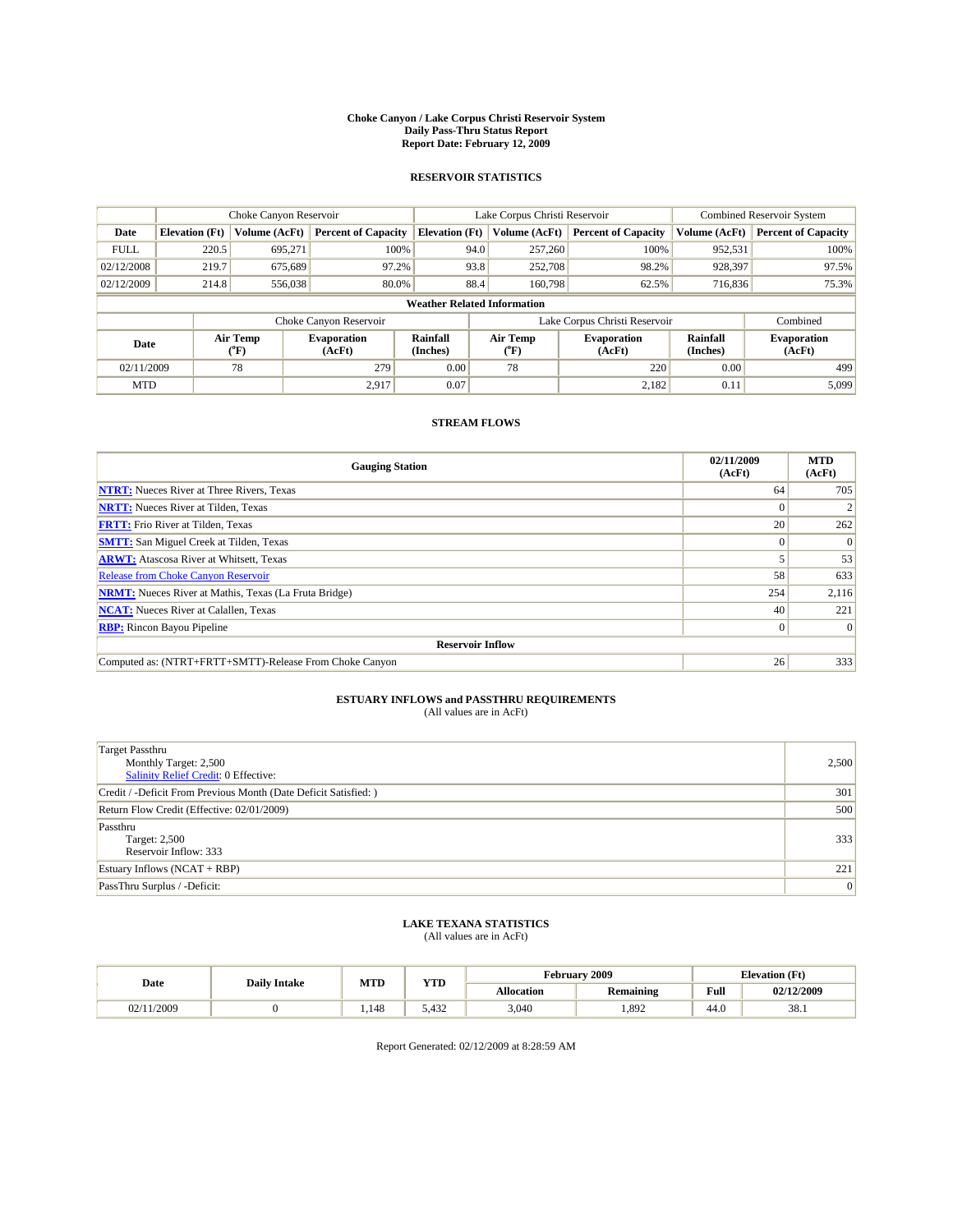# Choke Canyon / Lake Corpus Christi Reservoir System
## Daily Pass-Thru Status Report
### Report Date: February 12, 2009

## RESERVOIR STATISTICS

| | Choke Canyon Reservoir | | | Lake Corpus Christi Reservoir | | | Combined Reservoir System | |
|---|---|---|---|---|---|---|---|---|
| Date | Elevation (Ft) | Volume (AcFt) | Percent of Capacity | Elevation (Ft) | Volume (AcFt) | Percent of Capacity | Volume (AcFt) | Percent of Capacity |
| FULL | 220.5 | 695,271 | 100% | 94.0 | 257,260 | 100% | 952,531 | 100% |
| 02/12/2008 | 219.7 | 675,689 | 97.2% | 93.8 | 252,708 | 98.2% | 928,397 | 97.5% |
| 02/12/2009 | 214.8 | 556,038 | 80.0% | 88.4 | 160,798 | 62.5% | 716,836 | 75.3% |

**Weather Related Information**

| | Choke Canyon Reservoir | | | Lake Corpus Christi Reservoir | | | Combined |
|---|---|---|---|---|---|---|---|
| Date | Air Temp (°F) | Evaporation (AcFt) | Rainfall (Inches) | Air Temp (°F) | Evaporation (AcFt) | Rainfall (Inches) | Evaporation (AcFt) |
| 02/11/2009 | 78 | 279 | 0.00 | 78 | 220 | 0.00 | 499 |
| MTD | | 2,917 | 0.07 | | 2,182 | 0.11 | 5,099 |

## STREAM FLOWS

| Gauging Station | 02/11/2009 (AcFt) | MTD (AcFt) |
|---|---|---|
| NTRT: Nueces River at Three Rivers, Texas | 64 | 705 |
| NRTT: Nueces River at Tilden, Texas | 0 | 2 |
| FRTT: Frio River at Tilden, Texas | 20 | 262 |
| SMTT: San Miguel Creek at Tilden, Texas | 0 | 0 |
| ARWT: Atascosa River at Whitsett, Texas | 5 | 53 |
| Release from Choke Canyon Reservoir | 58 | 633 |
| NRMT: Nueces River at Mathis, Texas (La Fruta Bridge) | 254 | 2,116 |
| NCAT: Nueces River at Calallen, Texas | 40 | 221 |
| RBP: Rincon Bayou Pipeline | 0 | 0 |
| **Reservoir Inflow** | | |
| Computed as: (NTRT+FRTT+SMTT)-Release From Choke Canyon | 26 | 333 |

## ESTUARY INFLOWS and PASSTHRU REQUIREMENTS
(All values are in AcFt)

| | |
|---|---|
| Target Passthru<br>Monthly Target: 2,500<br>Salinity Relief Credit: 0 Effective: | 2,500 |
| Credit / -Deficit From Previous Month (Date Deficit Satisfied: ) | 301 |
| Return Flow Credit (Effective: 02/01/2009) | 500 |
| Passthru<br>Target: 2,500<br>Reservoir Inflow: 333 | 333 |
| Estuary Inflows (NCAT + RBP) | 221 |
| PassThru Surplus / -Deficit: | 0 |

## LAKE TEXANA STATISTICS
(All values are in AcFt)

| Date | Daily Intake | MTD | YTD | February 2009 | | Elevation (Ft) | |
|---|---|---|---|---|---|---|---|
| | | | | Allocation | Remaining | Full | 02/12/2009 |
| 02/11/2009 | 0 | 1,148 | 5,432 | 3,040 | 1,892 | 44.0 | 38.1 |

Report Generated: 02/12/2009 at 8:28:59 AM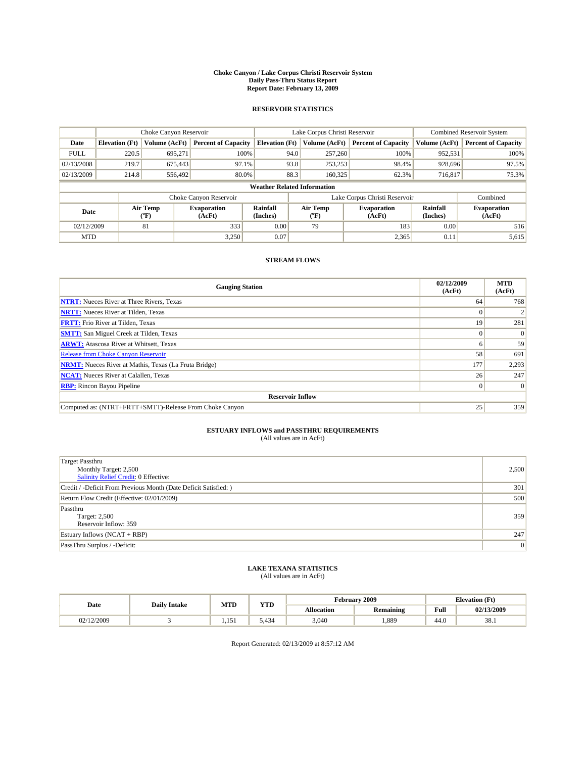# Choke Canyon / Lake Corpus Christi Reservoir System
## Daily Pass-Thru Status Report
## Report Date: February 13, 2009

### RESERVOIR STATISTICS

| | Choke Canyon Reservoir | | | Lake Corpus Christi Reservoir | | | Combined Reservoir System | |
|---|---|---|---|---|---|---|---|---|
| Date | Elevation (Ft) | Volume (AcFt) | Percent of Capacity | Elevation (Ft) | Volume (AcFt) | Percent of Capacity | Volume (AcFt) | Percent of Capacity |
| FULL | 220.5 | 695,271 | 100% | 94.0 | 257,260 | 100% | 952,531 | 100% |
| 02/13/2008 | 219.7 | 675,443 | 97.1% | 93.8 | 253,253 | 98.4% | 928,696 | 97.5% |
| 02/13/2009 | 214.8 | 556,492 | 80.0% | 88.3 | 160,325 | 62.3% | 716,817 | 75.3% |

**Weather Related Information**

| | Choke Canyon Reservoir | | | Lake Corpus Christi Reservoir | | | Combined |
|---|---|---|---|---|---|---|---|
| Date | Air Temp (°F) | Evaporation (AcFt) | Rainfall (Inches) | Air Temp (°F) | Evaporation (AcFt) | Rainfall (Inches) | Evaporation (AcFt) |
| 02/12/2009 | 81 | 333 | 0.00 | 79 | 183 | 0.00 | 516 |
| MTD | | 3,250 | 0.07 | | 2,365 | 0.11 | 5,615 |

### STREAM FLOWS

| Gauging Station | 02/12/2009 (AcFt) | MTD (AcFt) |
|---|---|---|
| NTRT: Nueces River at Three Rivers, Texas | 64 | 768 |
| NRTT: Nueces River at Tilden, Texas | 0 | 2 |
| FRTT: Frio River at Tilden, Texas | 19 | 281 |
| SMTT: San Miguel Creek at Tilden, Texas | 0 | 0 |
| ARWT: Atascosa River at Whitsett, Texas | 6 | 59 |
| Release from Choke Canyon Reservoir | 58 | 691 |
| NRMT: Nueces River at Mathis, Texas (La Fruta Bridge) | 177 | 2,293 |
| NCAT: Nueces River at Calallen, Texas | 26 | 247 |
| RBP: Rincon Bayou Pipeline | 0 | 0 |
| **Reservoir Inflow** | | |
| Computed as: (NTRT+FRTT+SMTT)-Release From Choke Canyon | 25 | 359 |

### ESTUARY INFLOWS and PASSTHRU REQUIREMENTS
(All values are in AcFt)

| | |
|---|---|
| Target Passthru<br>Monthly Target: 2,500<br>Salinity Relief Credit: 0 Effective: | 2,500 |
| Credit / -Deficit From Previous Month (Date Deficit Satisfied: ) | 301 |
| Return Flow Credit (Effective: 02/01/2009) | 500 |
| Passthru<br>Target: 2,500<br>Reservoir Inflow: 359 | 359 |
| Estuary Inflows (NCAT + RBP) | 247 |
| PassThru Surplus / -Deficit: | 0 |

### LAKE TEXANA STATISTICS
(All values are in AcFt)

| Date | Daily Intake | MTD | YTD | February 2009 | | Elevation (Ft) | |
|---|---|---|---|---|---|---|---|
| | | | | Allocation | Remaining | Full | 02/13/2009 |
| 02/12/2009 | 3 | 1,151 | 5,434 | 3,040 | 1,889 | 44.0 | 38.1 |

Report Generated: 02/13/2009 at 8:57:12 AM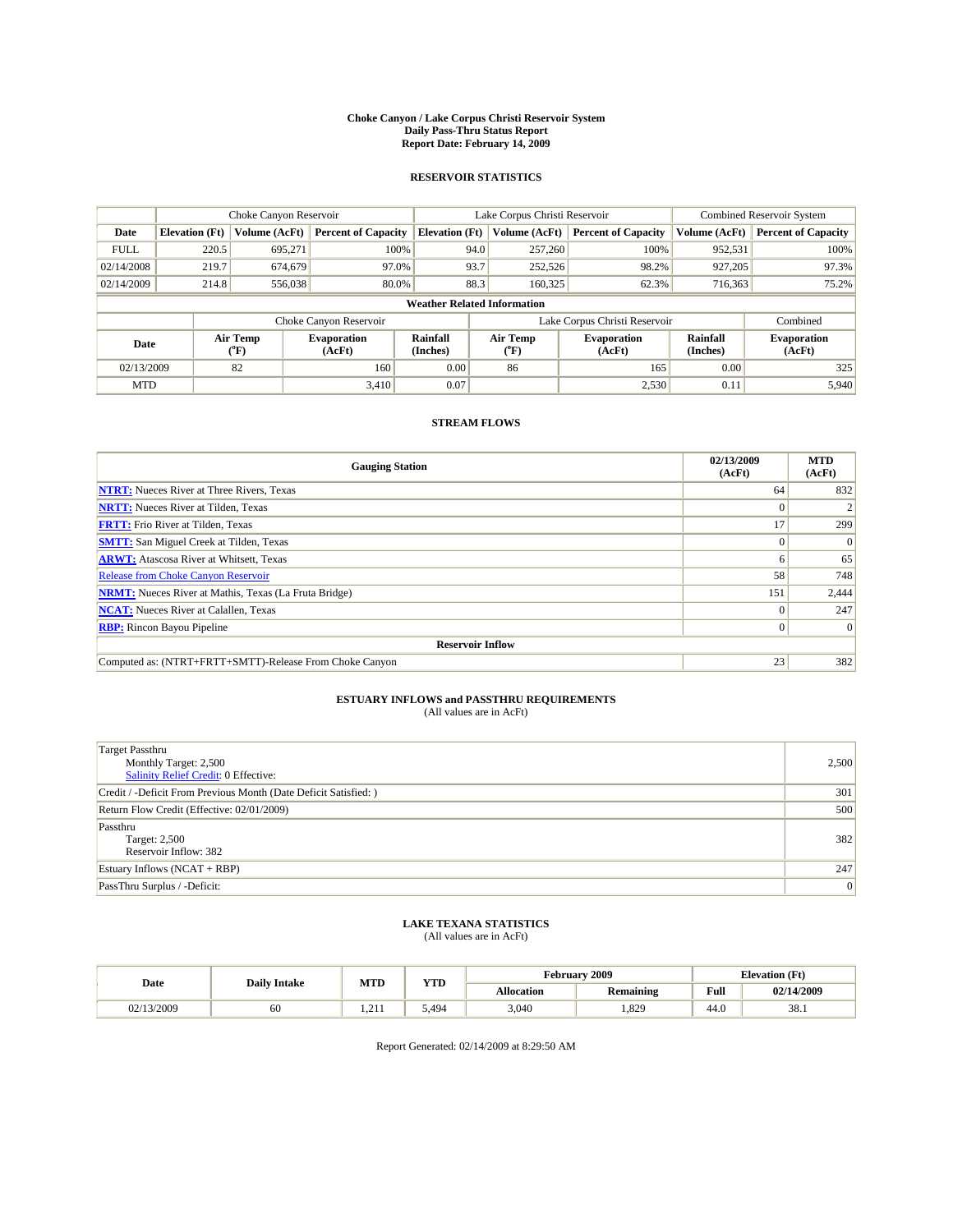# Choke Canyon / Lake Corpus Christi Reservoir System
## Daily Pass-Thru Status Report
### Report Date: February 14, 2009

## RESERVOIR STATISTICS

| | Choke Canyon Reservoir | | | Lake Corpus Christi Reservoir | | | Combined Reservoir System | |
|---|---|---|---|---|---|---|---|---|
| Date | Elevation (Ft) | Volume (AcFt) | Percent of Capacity | Elevation (Ft) | Volume (AcFt) | Percent of Capacity | Volume (AcFt) | Percent of Capacity |
| FULL | 220.5 | 695,271 | 100% | 94.0 | 257,260 | 100% | 952,531 | 100% |
| 02/14/2008 | 219.7 | 674,679 | 97.0% | 93.7 | 252,526 | 98.2% | 927,205 | 97.3% |
| 02/14/2009 | 214.8 | 556,038 | 80.0% | 88.3 | 160,325 | 62.3% | 716,363 | 75.2% |

### Weather Related Information

| | Choke Canyon Reservoir | | | Lake Corpus Christi Reservoir | | | Combined |
|---|---|---|---|---|---|---|---|
| Date | Air Temp (°F) | Evaporation (AcFt) | Rainfall (Inches) | Air Temp (°F) | Evaporation (AcFt) | Rainfall (Inches) | Evaporation (AcFt) |
| 02/13/2009 | 82 | 160 | 0.00 | 86 | 165 | 0.00 | 325 |
| MTD | | 3,410 | 0.07 | | 2,530 | 0.11 | 5,940 |

## STREAM FLOWS

| Gauging Station | 02/13/2009 (AcFt) | MTD (AcFt) |
|---|---|---|
| NTRT: Nueces River at Three Rivers, Texas | 64 | 832 |
| NRTT: Nueces River at Tilden, Texas | 0 | 2 |
| FRTT: Frio River at Tilden, Texas | 17 | 299 |
| SMTT: San Miguel Creek at Tilden, Texas | 0 | 0 |
| ARWT: Atascosa River at Whitsett, Texas | 6 | 65 |
| Release from Choke Canyon Reservoir | 58 | 748 |
| NRMT: Nueces River at Mathis, Texas (La Fruta Bridge) | 151 | 2,444 |
| NCAT: Nueces River at Calallen, Texas | 0 | 247 |
| RBP: Rincon Bayou Pipeline | 0 | 0 |
| **Reservoir Inflow** | | |
| Computed as: (NTRT+FRTT+SMTT)-Release From Choke Canyon | 23 | 382 |

## ESTUARY INFLOWS and PASSTHRU REQUIREMENTS
(All values are in AcFt)

| | |
|---|---|
| Target Passthru<br>Monthly Target: 2,500<br>Salinity Relief Credit: 0 Effective: | 2,500 |
| Credit / -Deficit From Previous Month (Date Deficit Satisfied: ) | 301 |
| Return Flow Credit (Effective: 02/01/2009) | 500 |
| Passthru<br>Target: 2,500<br>Reservoir Inflow: 382 | 382 |
| Estuary Inflows (NCAT + RBP) | 247 |
| PassThru Surplus / -Deficit: | 0 |

## LAKE TEXANA STATISTICS
(All values are in AcFt)

| Date | Daily Intake | MTD | YTD | February 2009 | | Elevation (Ft) | |
|---|---|---|---|---|---|---|---|
| | | | | Allocation | Remaining | Full | 02/14/2009 |
| 02/13/2009 | 60 | 1,211 | 5,494 | 3,040 | 1,829 | 44.0 | 38.1 |

Report Generated: 02/14/2009 at 8:29:50 AM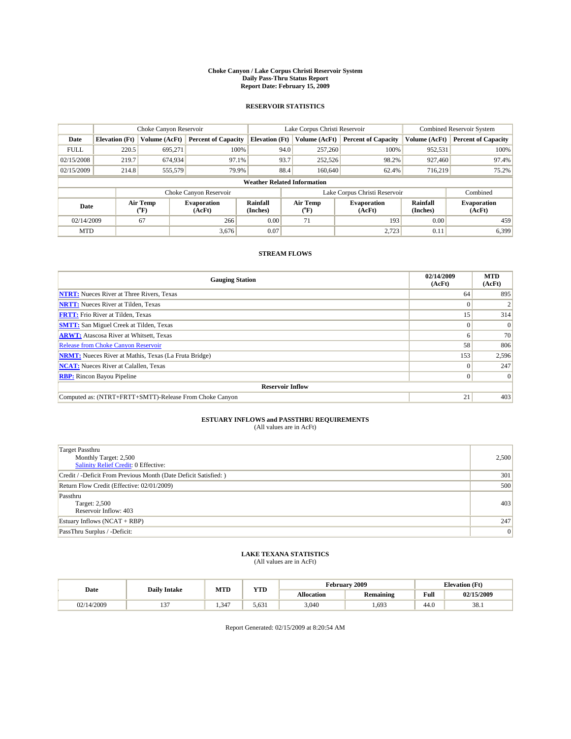# Choke Canyon / Lake Corpus Christi Reservoir System
## Daily Pass-Thru Status Report
### Report Date: February 15, 2009

## RESERVOIR STATISTICS

| | Choke Canyon Reservoir | | | Lake Corpus Christi Reservoir | | | Combined Reservoir System | |
|---|---|---|---|---|---|---|---|---|
| Date | Elevation (Ft) | Volume (AcFt) | Percent of Capacity | Elevation (Ft) | Volume (AcFt) | Percent of Capacity | Volume (AcFt) | Percent of Capacity |
| FULL | 220.5 | 695,271 | 100% | 94.0 | 257,260 | 100% | 952,531 | 100% |
| 02/15/2008 | 219.7 | 674,934 | 97.1% | 93.7 | 252,526 | 98.2% | 927,460 | 97.4% |
| 02/15/2009 | 214.8 | 555,579 | 79.9% | 88.4 | 160,640 | 62.4% | 716,219 | 75.2% |

**Weather Related Information**

| | Choke Canyon Reservoir | | | Lake Corpus Christi Reservoir | | | Combined |
|---|---|---|---|---|---|---|---|
| Date | Air Temp (°F) | Evaporation (AcFt) | Rainfall (Inches) | Air Temp (°F) | Evaporation (AcFt) | Rainfall (Inches) | Evaporation (AcFt) |
| 02/14/2009 | 67 | 266 | 0.00 | 71 | 193 | 0.00 | 459 |
| MTD | | 3,676 | 0.07 | | 2,723 | 0.11 | 6,399 |

## STREAM FLOWS

| Gauging Station | 02/14/2009 (AcFt) | MTD (AcFt) |
|---|---|---|
| NTRT: Nueces River at Three Rivers, Texas | 64 | 895 |
| NRTT: Nueces River at Tilden, Texas | 0 | 2 |
| FRTT: Frio River at Tilden, Texas | 15 | 314 |
| SMTT: San Miguel Creek at Tilden, Texas | 0 | 0 |
| ARWT: Atascosa River at Whitsett, Texas | 6 | 70 |
| Release from Choke Canyon Reservoir | 58 | 806 |
| NRMT: Nueces River at Mathis, Texas (La Fruta Bridge) | 153 | 2,596 |
| NCAT: Nueces River at Calallen, Texas | 0 | 247 |
| RBP: Rincon Bayou Pipeline | 0 | 0 |
| **Reservoir Inflow** | | |
| Computed as: (NTRT+FRTT+SMTT)-Release From Choke Canyon | 21 | 403 |

## ESTUARY INFLOWS and PASSTHRU REQUIREMENTS
(All values are in AcFt)

| | |
|---|---|
| Target Passthru<br>Monthly Target: 2,500<br>Salinity Relief Credit: 0 Effective: | 2,500 |
| Credit / -Deficit From Previous Month (Date Deficit Satisfied: ) | 301 |
| Return Flow Credit (Effective: 02/01/2009) | 500 |
| Passthru<br>Target: 2,500<br>Reservoir Inflow: 403 | 403 |
| Estuary Inflows (NCAT + RBP) | 247 |
| PassThru Surplus / -Deficit: | 0 |

## LAKE TEXANA STATISTICS
(All values are in AcFt)

| Date | Daily Intake | MTD | YTD | February 2009 | | Elevation (Ft) | |
|---|---|---|---|---|---|---|---|
| | | | | Allocation | Remaining | Full | 02/15/2009 |
| 02/14/2009 | 137 | 1,347 | 5,631 | 3,040 | 1,693 | 44.0 | 38.1 |

Report Generated: 02/15/2009 at 8:20:54 AM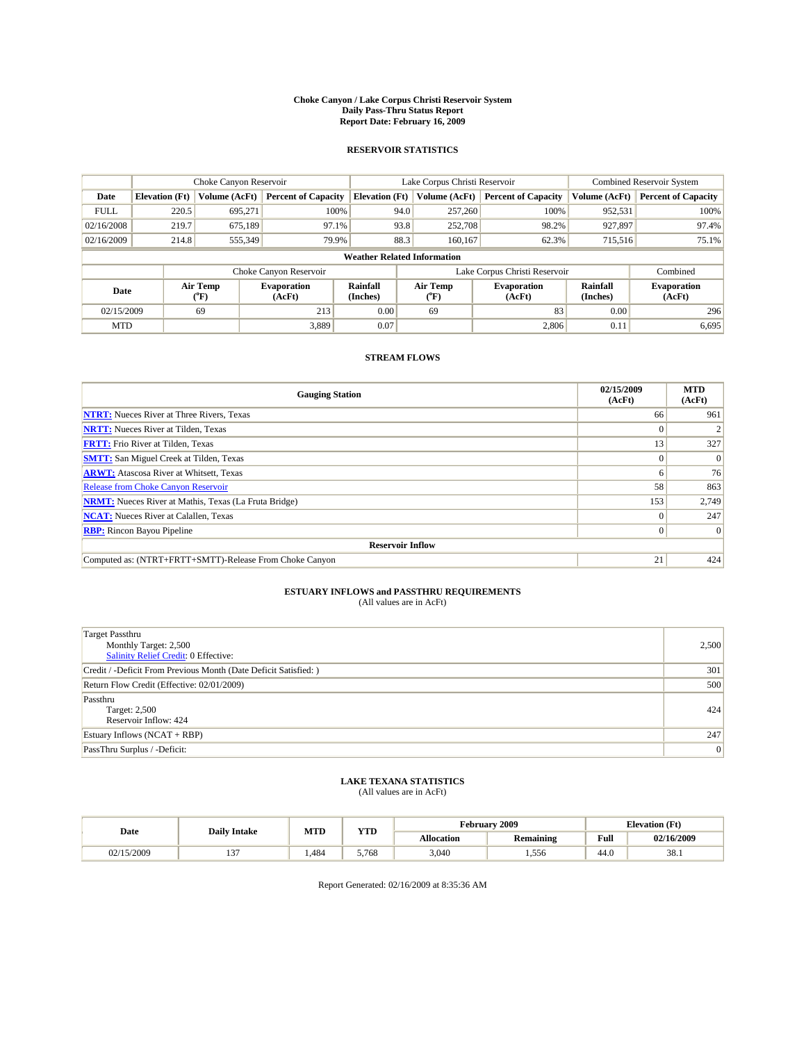# Choke Canyon / Lake Corpus Christi Reservoir System
## Daily Pass-Thru Status Report
## Report Date: February 16, 2009

### RESERVOIR STATISTICS

| | Choke Canyon Reservoir | | | Lake Corpus Christi Reservoir | | | Combined Reservoir System | |
|---|---|---|---|---|---|---|---|---|
| Date | Elevation (Ft) | Volume (AcFt) | Percent of Capacity | Elevation (Ft) | Volume (AcFt) | Percent of Capacity | Volume (AcFt) | Percent of Capacity |
| FULL | 220.5 | 695,271 | 100% | 94.0 | 257,260 | 100% | 952,531 | 100% |
| 02/16/2008 | 219.7 | 675,189 | 97.1% | 93.8 | 252,708 | 98.2% | 927,897 | 97.4% |
| 02/16/2009 | 214.8 | 555,349 | 79.9% | 88.3 | 160,167 | 62.3% | 715,516 | 75.1% |

**Weather Related Information**

| | Choke Canyon Reservoir | | | Lake Corpus Christi Reservoir | | | Combined |
|---|---|---|---|---|---|---|---|
| Date | Air Temp (°F) | Evaporation (AcFt) | Rainfall (Inches) | Air Temp (°F) | Evaporation (AcFt) | Rainfall (Inches) | Evaporation (AcFt) |
| 02/15/2009 | 69 | 213 | 0.00 | 69 | 83 | 0.00 | 296 |
| MTD | | 3,889 | 0.07 | | 2,806 | 0.11 | 6,695 |

### STREAM FLOWS

| Gauging Station | 02/15/2009 (AcFt) | MTD (AcFt) |
|---|---|---|
| NTRT: Nueces River at Three Rivers, Texas | 66 | 961 |
| NRTT: Nueces River at Tilden, Texas | 0 | 2 |
| FRTT: Frio River at Tilden, Texas | 13 | 327 |
| SMTT: San Miguel Creek at Tilden, Texas | 0 | 0 |
| ARWT: Atascosa River at Whitsett, Texas | 6 | 76 |
| Release from Choke Canyon Reservoir | 58 | 863 |
| NRMT: Nueces River at Mathis, Texas (La Fruta Bridge) | 153 | 2,749 |
| NCAT: Nueces River at Calallen, Texas | 0 | 247 |
| RBP: Rincon Bayou Pipeline | 0 | 0 |
| **Reservoir Inflow** | | |
| Computed as: (NTRT+FRTT+SMTT)-Release From Choke Canyon | 21 | 424 |

### ESTUARY INFLOWS and PASSTHRU REQUIREMENTS
(All values are in AcFt)

| | |
|---|---|
| Target Passthru<br>Monthly Target: 2,500<br>Salinity Relief Credit: 0 Effective: | 2,500 |
| Credit / -Deficit From Previous Month (Date Deficit Satisfied: ) | 301 |
| Return Flow Credit (Effective: 02/01/2009) | 500 |
| Passthru<br>Target: 2,500<br>Reservoir Inflow: 424 | 424 |
| Estuary Inflows (NCAT + RBP) | 247 |
| PassThru Surplus / -Deficit: | 0 |

### LAKE TEXANA STATISTICS
(All values are in AcFt)

| Date | Daily Intake | MTD | YTD | February 2009 | | Elevation (Ft) | |
|---|---|---|---|---|---|---|---|
| | | | | Allocation | Remaining | Full | 02/16/2009 |
| 02/15/2009 | 137 | 1,484 | 5,768 | 3,040 | 1,556 | 44.0 | 38.1 |

Report Generated: 02/16/2009 at 8:35:36 AM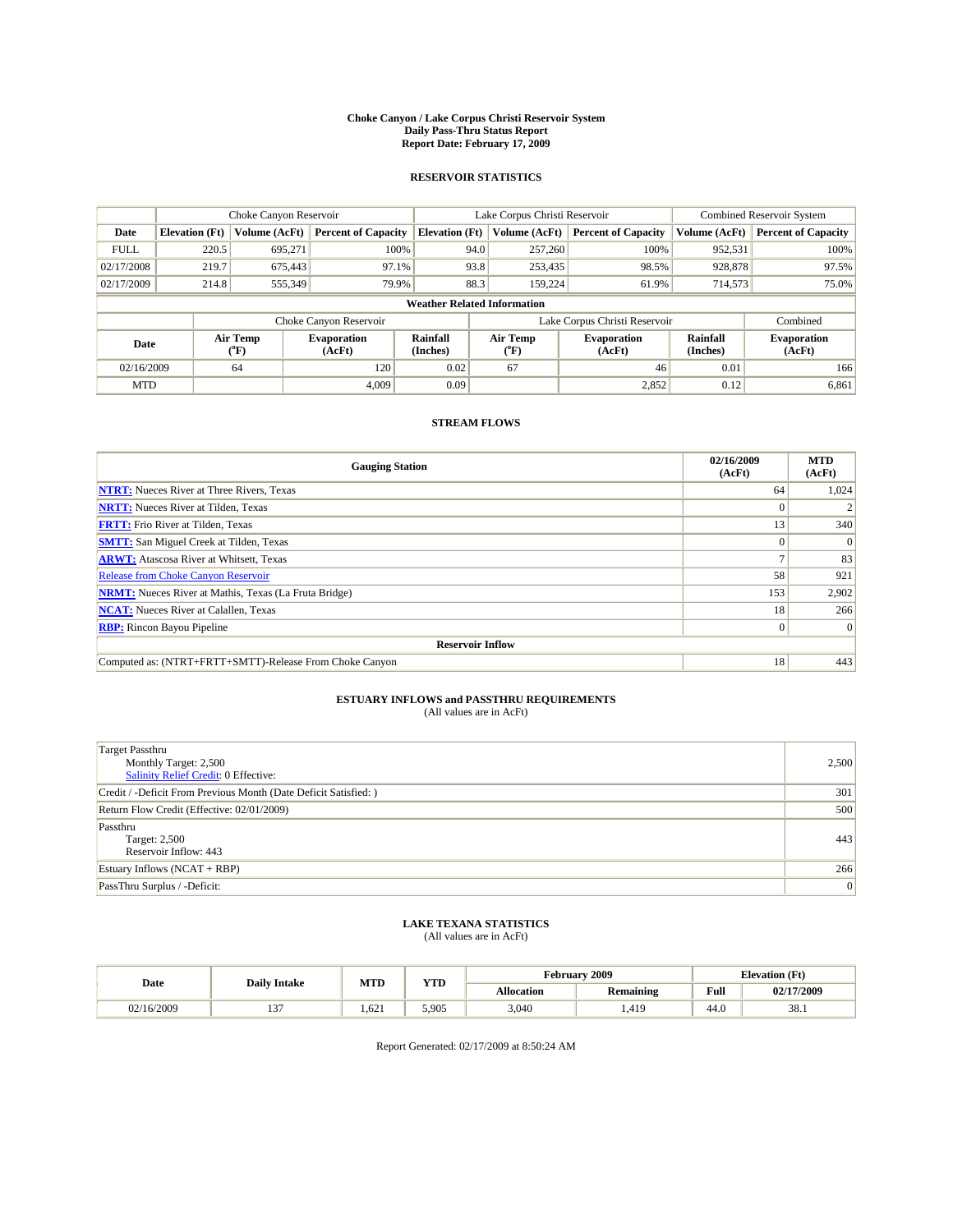# Choke Canyon / Lake Corpus Christi Reservoir System
## Daily Pass-Thru Status Report
### Report Date: February 17, 2009

## RESERVOIR STATISTICS

| | Choke Canyon Reservoir | | | Lake Corpus Christi Reservoir | | | Combined Reservoir System | |
|---|---|---|---|---|---|---|---|---|
| Date | Elevation (Ft) | Volume (AcFt) | Percent of Capacity | Elevation (Ft) | Volume (AcFt) | Percent of Capacity | Volume (AcFt) | Percent of Capacity |
| FULL | 220.5 | 695,271 | 100% | 94.0 | 257,260 | 100% | 952,531 | 100% |
| 02/17/2008 | 219.7 | 675,443 | 97.1% | 93.8 | 253,435 | 98.5% | 928,878 | 97.5% |
| 02/17/2009 | 214.8 | 555,349 | 79.9% | 88.3 | 159,224 | 61.9% | 714,573 | 75.0% |

**Weather Related Information**

| | Choke Canyon Reservoir | | | Lake Corpus Christi Reservoir | | | Combined |
|---|---|---|---|---|---|---|---|
| Date | Air Temp (°F) | Evaporation (AcFt) | Rainfall (Inches) | Air Temp (°F) | Evaporation (AcFt) | Rainfall (Inches) | Evaporation (AcFt) |
| 02/16/2009 | 64 | 120 | 0.02 | 67 | 46 | 0.01 | 166 |
| MTD | | 4,009 | 0.09 | | 2,852 | 0.12 | 6,861 |

## STREAM FLOWS

| Gauging Station | 02/16/2009 (AcFt) | MTD (AcFt) |
|---|---|---|
| NTRT: Nueces River at Three Rivers, Texas | 64 | 1,024 |
| NRTT: Nueces River at Tilden, Texas | 0 | 2 |
| FRTT: Frio River at Tilden, Texas | 13 | 340 |
| SMTT: San Miguel Creek at Tilden, Texas | 0 | 0 |
| ARWT: Atascosa River at Whitsett, Texas | 7 | 83 |
| Release from Choke Canyon Reservoir | 58 | 921 |
| NRMT: Nueces River at Mathis, Texas (La Fruta Bridge) | 153 | 2,902 |
| NCAT: Nueces River at Calallen, Texas | 18 | 266 |
| RBP: Rincon Bayou Pipeline | 0 | 0 |
| **Reservoir Inflow** | | |
| Computed as: (NTRT+FRTT+SMTT)-Release From Choke Canyon | 18 | 443 |

## ESTUARY INFLOWS and PASSTHRU REQUIREMENTS
(All values are in AcFt)

| | |
|---|---|
| Target Passthru<br>Monthly Target: 2,500<br>Salinity Relief Credit: 0 Effective: | 2,500 |
| Credit / -Deficit From Previous Month (Date Deficit Satisfied: ) | 301 |
| Return Flow Credit (Effective: 02/01/2009) | 500 |
| Passthru<br>Target: 2,500<br>Reservoir Inflow: 443 | 443 |
| Estuary Inflows (NCAT + RBP) | 266 |
| PassThru Surplus / -Deficit: | 0 |

## LAKE TEXANA STATISTICS
(All values are in AcFt)

| Date | Daily Intake | MTD | YTD | February 2009 | | Elevation (Ft) | |
|---|---|---|---|---|---|---|---|
| | | | | Allocation | Remaining | Full | 02/17/2009 |
| 02/16/2009 | 137 | 1,621 | 5,905 | 3,040 | 1,419 | 44.0 | 38.1 |

Report Generated: 02/17/2009 at 8:50:24 AM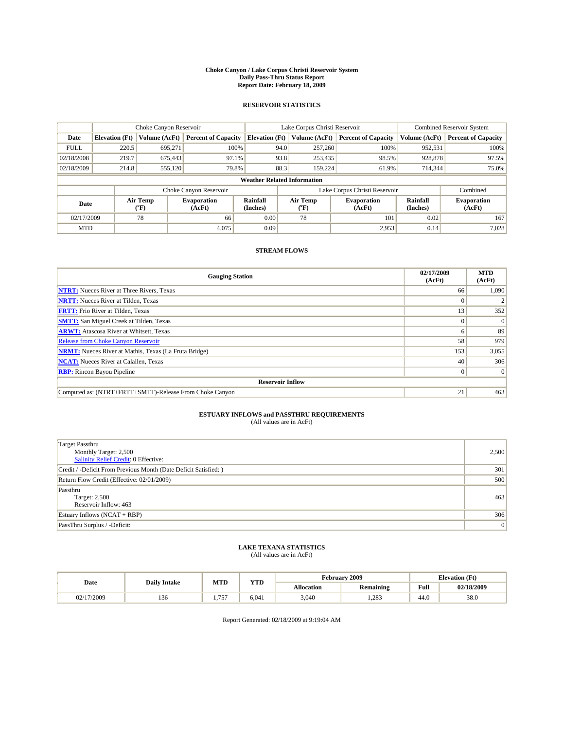# Choke Canyon / Lake Corpus Christi Reservoir System
## Daily Pass-Thru Status Report
### Report Date: February 18, 2009

## RESERVOIR STATISTICS

| | Choke Canyon Reservoir | | | Lake Corpus Christi Reservoir | | | Combined Reservoir System | |
|---|---|---|---|---|---|---|---|---|
| Date | Elevation (Ft) | Volume (AcFt) | Percent of Capacity | Elevation (Ft) | Volume (AcFt) | Percent of Capacity | Volume (AcFt) | Percent of Capacity |
| FULL | 220.5 | 695,271 | 100% | 94.0 | 257,260 | 100% | 952,531 | 100% |
| 02/18/2008 | 219.7 | 675,443 | 97.1% | 93.8 | 253,435 | 98.5% | 928,878 | 97.5% |
| 02/18/2009 | 214.8 | 555,120 | 79.8% | 88.3 | 159,224 | 61.9% | 714,344 | 75.0% |

**Weather Related Information**

| | Choke Canyon Reservoir | | | Lake Corpus Christi Reservoir | | | Combined |
|---|---|---|---|---|---|---|---|
| Date | Air Temp (°F) | Evaporation (AcFt) | Rainfall (Inches) | Air Temp (°F) | Evaporation (AcFt) | Rainfall (Inches) | Evaporation (AcFt) |
| 02/17/2009 | 78 | 66 | 0.00 | 78 | 101 | 0.02 | 167 |
| MTD | | 4,075 | 0.09 | | 2,953 | 0.14 | 7,028 |

## STREAM FLOWS

| Gauging Station | 02/17/2009 (AcFt) | MTD (AcFt) |
|---|---|---|
| NTRT: Nueces River at Three Rivers, Texas | 66 | 1,090 |
| NRTT: Nueces River at Tilden, Texas | 0 | 2 |
| FRTT: Frio River at Tilden, Texas | 13 | 352 |
| SMTT: San Miguel Creek at Tilden, Texas | 0 | 0 |
| ARWT: Atascosa River at Whitsett, Texas | 6 | 89 |
| Release from Choke Canyon Reservoir | 58 | 979 |
| NRMT: Nueces River at Mathis, Texas (La Fruta Bridge) | 153 | 3,055 |
| NCAT: Nueces River at Calallen, Texas | 40 | 306 |
| RBP: Rincon Bayou Pipeline | 0 | 0 |
| **Reservoir Inflow** | | |
| Computed as: (NTRT+FRTT+SMTT)-Release From Choke Canyon | 21 | 463 |

## ESTUARY INFLOWS and PASSTHRU REQUIREMENTS
(All values are in AcFt)

| | |
|---|---|
| Target Passthru<br>Monthly Target: 2,500<br>Salinity Relief Credit: 0 Effective: | 2,500 |
| Credit / -Deficit From Previous Month (Date Deficit Satisfied: ) | 301 |
| Return Flow Credit (Effective: 02/01/2009) | 500 |
| Passthru<br>Target: 2,500<br>Reservoir Inflow: 463 | 463 |
| Estuary Inflows (NCAT + RBP) | 306 |
| PassThru Surplus / -Deficit: | 0 |

## LAKE TEXANA STATISTICS
(All values are in AcFt)

| Date | Daily Intake | MTD | YTD | February 2009 | | Elevation (Ft) | |
|---|---|---|---|---|---|---|---|
| | | | | Allocation | Remaining | Full | 02/18/2009 |
| 02/17/2009 | 136 | 1,757 | 6,041 | 3,040 | 1,283 | 44.0 | 38.0 |

Report Generated: 02/18/2009 at 9:19:04 AM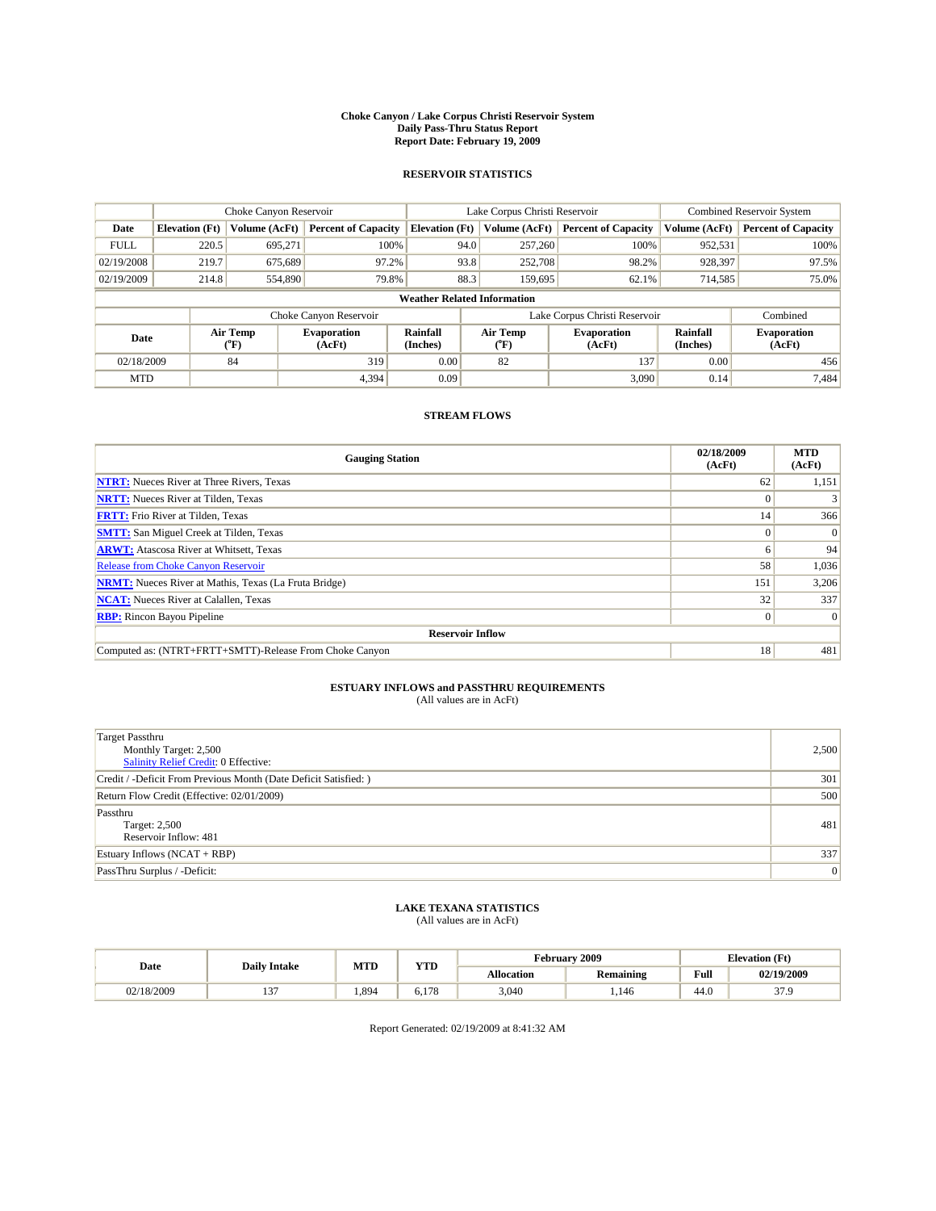# Choke Canyon / Lake Corpus Christi Reservoir System
## Daily Pass-Thru Status Report
## Report Date: February 19, 2009

### RESERVOIR STATISTICS

| | Choke Canyon Reservoir | | | Lake Corpus Christi Reservoir | | | Combined Reservoir System | |
|---|---|---|---|---|---|---|---|---|
| Date | Elevation (Ft) | Volume (AcFt) | Percent of Capacity | Elevation (Ft) | Volume (AcFt) | Percent of Capacity | Volume (AcFt) | Percent of Capacity |
| FULL | 220.5 | 695,271 | 100% | 94.0 | 257,260 | 100% | 952,531 | 100% |
| 02/19/2008 | 219.7 | 675,689 | 97.2% | 93.8 | 252,708 | 98.2% | 928,397 | 97.5% |
| 02/19/2009 | 214.8 | 554,890 | 79.8% | 88.3 | 159,695 | 62.1% | 714,585 | 75.0% |

**Weather Related Information**

| | Choke Canyon Reservoir | | | Lake Corpus Christi Reservoir | | | Combined |
|---|---|---|---|---|---|---|---|
| Date | Air Temp (°F) | Evaporation (AcFt) | Rainfall (Inches) | Air Temp (°F) | Evaporation (AcFt) | Rainfall (Inches) | Evaporation (AcFt) |
| 02/18/2009 | 84 | 319 | 0.00 | 82 | 137 | 0.00 | 456 |
| MTD | | 4,394 | 0.09 | | 3,090 | 0.14 | 7,484 |

### STREAM FLOWS

| Gauging Station | 02/18/2009 (AcFt) | MTD (AcFt) |
|---|---|---|
| NTRT: Nueces River at Three Rivers, Texas | 62 | 1,151 |
| NRTT: Nueces River at Tilden, Texas | 0 | 3 |
| FRTT: Frio River at Tilden, Texas | 14 | 366 |
| SMTT: San Miguel Creek at Tilden, Texas | 0 | 0 |
| ARWT: Atascosa River at Whitsett, Texas | 6 | 94 |
| Release from Choke Canyon Reservoir | 58 | 1,036 |
| NRMT: Nueces River at Mathis, Texas (La Fruta Bridge) | 151 | 3,206 |
| NCAT: Nueces River at Calallen, Texas | 32 | 337 |
| RBP: Rincon Bayou Pipeline | 0 | 0 |
| **Reservoir Inflow** | | |
| Computed as: (NTRT+FRTT+SMTT)-Release From Choke Canyon | 18 | 481 |

### ESTUARY INFLOWS and PASSTHRU REQUIREMENTS
(All values are in AcFt)

| | |
|---|---|
| Target Passthru<br>Monthly Target: 2,500<br>Salinity Relief Credit: 0 Effective: | 2,500 |
| Credit / -Deficit From Previous Month (Date Deficit Satisfied: ) | 301 |
| Return Flow Credit (Effective: 02/01/2009) | 500 |
| Passthru<br>Target: 2,500<br>Reservoir Inflow: 481 | 481 |
| Estuary Inflows (NCAT + RBP) | 337 |
| PassThru Surplus / -Deficit: | 0 |

### LAKE TEXANA STATISTICS
(All values are in AcFt)

| Date | Daily Intake | MTD | YTD | February 2009 | | Elevation (Ft) | |
|---|---|---|---|---|---|---|---|
| | | | | Allocation | Remaining | Full | 02/19/2009 |
| 02/18/2009 | 137 | 1,894 | 6,178 | 3,040 | 1,146 | 44.0 | 37.9 |

Report Generated: 02/19/2009 at 8:41:32 AM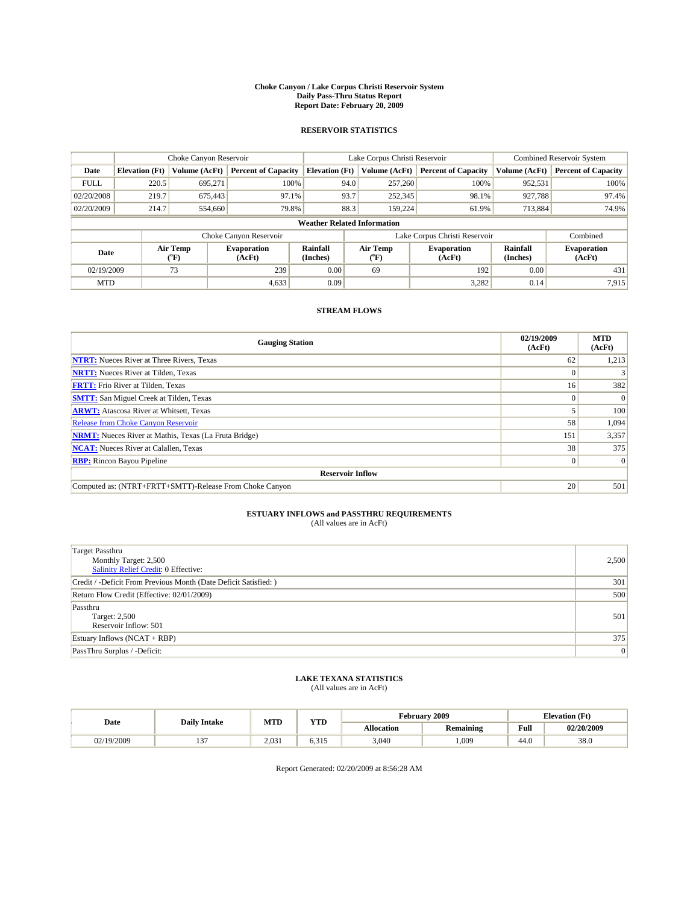**Choke Canyon / Lake Corpus Christi Reservoir System**
**Daily Pass-Thru Status Report**
**Report Date: February 20, 2009**

## RESERVOIR STATISTICS

| | Choke Canyon Reservoir | | | Lake Corpus Christi Reservoir | | | Combined Reservoir System | |
|---|---|---|---|---|---|---|---|---|
| **Date** | **Elevation (Ft)** | **Volume (AcFt)** | **Percent of Capacity** | **Elevation (Ft)** | **Volume (AcFt)** | **Percent of Capacity** | **Volume (AcFt)** | **Percent of Capacity** |
| FULL | 220.5 | 695,271 | 100% | 94.0 | 257,260 | 100% | 952,531 | 100% |
| 02/20/2008 | 219.7 | 675,443 | 97.1% | 93.7 | 252,345 | 98.1% | 927,788 | 97.4% |
| 02/20/2009 | 214.7 | 554,660 | 79.8% | 88.3 | 159,224 | 61.9% | 713,884 | 74.9% |

**Weather Related Information**

| | Choke Canyon Reservoir | | | Lake Corpus Christi Reservoir | | | Combined |
|---|---|---|---|---|---|---|---|
| **Date** | **Air Temp (°F)** | **Evaporation (AcFt)** | **Rainfall (Inches)** | **Air Temp (°F)** | **Evaporation (AcFt)** | **Rainfall (Inches)** | **Evaporation (AcFt)** |
| 02/19/2009 | 73 | 239 | 0.00 | 69 | 192 | 0.00 | 431 |
| MTD | | 4,633 | 0.09 | | 3,282 | 0.14 | 7,915 |

## STREAM FLOWS

| Gauging Station | 02/19/2009 (AcFt) | MTD (AcFt) |
|---|---|---|
| **NTRT:** Nueces River at Three Rivers, Texas | 62 | 1,213 |
| **NRTT:** Nueces River at Tilden, Texas | 0 | 3 |
| **FRTT:** Frio River at Tilden, Texas | 16 | 382 |
| **SMTT:** San Miguel Creek at Tilden, Texas | 0 | 0 |
| **ARWT:** Atascosa River at Whitsett, Texas | 5 | 100 |
| Release from Choke Canyon Reservoir | 58 | 1,094 |
| **NRMT:** Nueces River at Mathis, Texas (La Fruta Bridge) | 151 | 3,357 |
| **NCAT:** Nueces River at Calallen, Texas | 38 | 375 |
| **RBP:** Rincon Bayou Pipeline | 0 | 0 |
| **Reservoir Inflow** | | |
| Computed as: (NTRT+FRTT+SMTT)-Release From Choke Canyon | 20 | 501 |

## ESTUARY INFLOWS and PASSTHRU REQUIREMENTS
(All values are in AcFt)

| | |
|---|---|
| Target Passthru<br>Monthly Target: 2,500<br>Salinity Relief Credit: 0 Effective: | 2,500 |
| Credit / -Deficit From Previous Month (Date Deficit Satisfied: ) | 301 |
| Return Flow Credit (Effective: 02/01/2009) | 500 |
| Passthru<br>Target: 2,500<br>Reservoir Inflow: 501 | 501 |
| Estuary Inflows (NCAT + RBP) | 375 |
| PassThru Surplus / -Deficit: | 0 |

## LAKE TEXANA STATISTICS
(All values are in AcFt)

| Date | Daily Intake | MTD | YTD | February 2009 | | Elevation (Ft) | |
|---|---|---|---|---|---|---|---|
| | | | | **Allocation** | **Remaining** | **Full** | **02/20/2009** |
| 02/19/2009 | 137 | 2,031 | 6,315 | 3,040 | 1,009 | 44.0 | 38.0 |

Report Generated: 02/20/2009 at 8:56:28 AM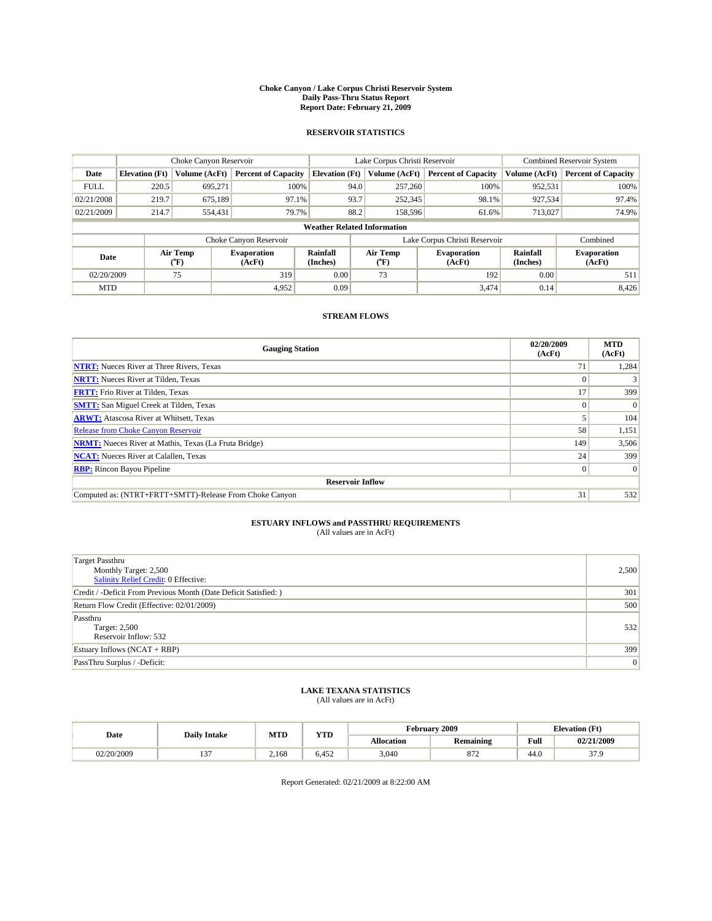# Choke Canyon / Lake Corpus Christi Reservoir System
## Daily Pass-Thru Status Report
### Report Date: February 21, 2009

## RESERVOIR STATISTICS

| | Choke Canyon Reservoir | | | Lake Corpus Christi Reservoir | | | Combined Reservoir System | |
|---|---|---|---|---|---|---|---|---|
| Date | Elevation (Ft) | Volume (AcFt) | Percent of Capacity | Elevation (Ft) | Volume (AcFt) | Percent of Capacity | Volume (AcFt) | Percent of Capacity |
| FULL | 220.5 | 695,271 | 100% | 94.0 | 257,260 | 100% | 952,531 | 100% |
| 02/21/2008 | 219.7 | 675,189 | 97.1% | 93.7 | 252,345 | 98.1% | 927,534 | 97.4% |
| 02/21/2009 | 214.7 | 554,431 | 79.7% | 88.2 | 158,596 | 61.6% | 713,027 | 74.9% |

**Weather Related Information**

| | Choke Canyon Reservoir | | | Lake Corpus Christi Reservoir | | | Combined |
|---|---|---|---|---|---|---|---|
| Date | Air Temp (°F) | Evaporation (AcFt) | Rainfall (Inches) | Air Temp (°F) | Evaporation (AcFt) | Rainfall (Inches) | Evaporation (AcFt) |
| 02/20/2009 | 75 | 319 | 0.00 | 73 | 192 | 0.00 | 511 |
| MTD | | 4,952 | 0.09 | | 3,474 | 0.14 | 8,426 |

## STREAM FLOWS

| Gauging Station | 02/20/2009 (AcFt) | MTD (AcFt) |
|---|---|---|
| NTRT: Nueces River at Three Rivers, Texas | 71 | 1,284 |
| NRTT: Nueces River at Tilden, Texas | 0 | 3 |
| FRTT: Frio River at Tilden, Texas | 17 | 399 |
| SMTT: San Miguel Creek at Tilden, Texas | 0 | 0 |
| ARWT: Atascosa River at Whitsett, Texas | 5 | 104 |
| Release from Choke Canyon Reservoir | 58 | 1,151 |
| NRMT: Nueces River at Mathis, Texas (La Fruta Bridge) | 149 | 3,506 |
| NCAT: Nueces River at Calallen, Texas | 24 | 399 |
| RBP: Rincon Bayou Pipeline | 0 | 0 |
| **Reservoir Inflow** | | |
| Computed as: (NTRT+FRTT+SMTT)-Release From Choke Canyon | 31 | 532 |

## ESTUARY INFLOWS and PASSTHRU REQUIREMENTS
(All values are in AcFt)

| | |
|---|---|
| Target Passthru<br>Monthly Target: 2,500<br>Salinity Relief Credit: 0 Effective: | 2,500 |
| Credit / -Deficit From Previous Month (Date Deficit Satisfied: ) | 301 |
| Return Flow Credit (Effective: 02/01/2009) | 500 |
| Passthru<br>Target: 2,500<br>Reservoir Inflow: 532 | 532 |
| Estuary Inflows (NCAT + RBP) | 399 |
| PassThru Surplus / -Deficit: | 0 |

## LAKE TEXANA STATISTICS
(All values are in AcFt)

| Date | Daily Intake | MTD | YTD | February 2009 | | Elevation (Ft) | |
|---|---|---|---|---|---|---|---|
| | | | | Allocation | Remaining | Full | 02/21/2009 |
| 02/20/2009 | 137 | 2,168 | 6,452 | 3,040 | 872 | 44.0 | 37.9 |

Report Generated: 02/21/2009 at 8:22:00 AM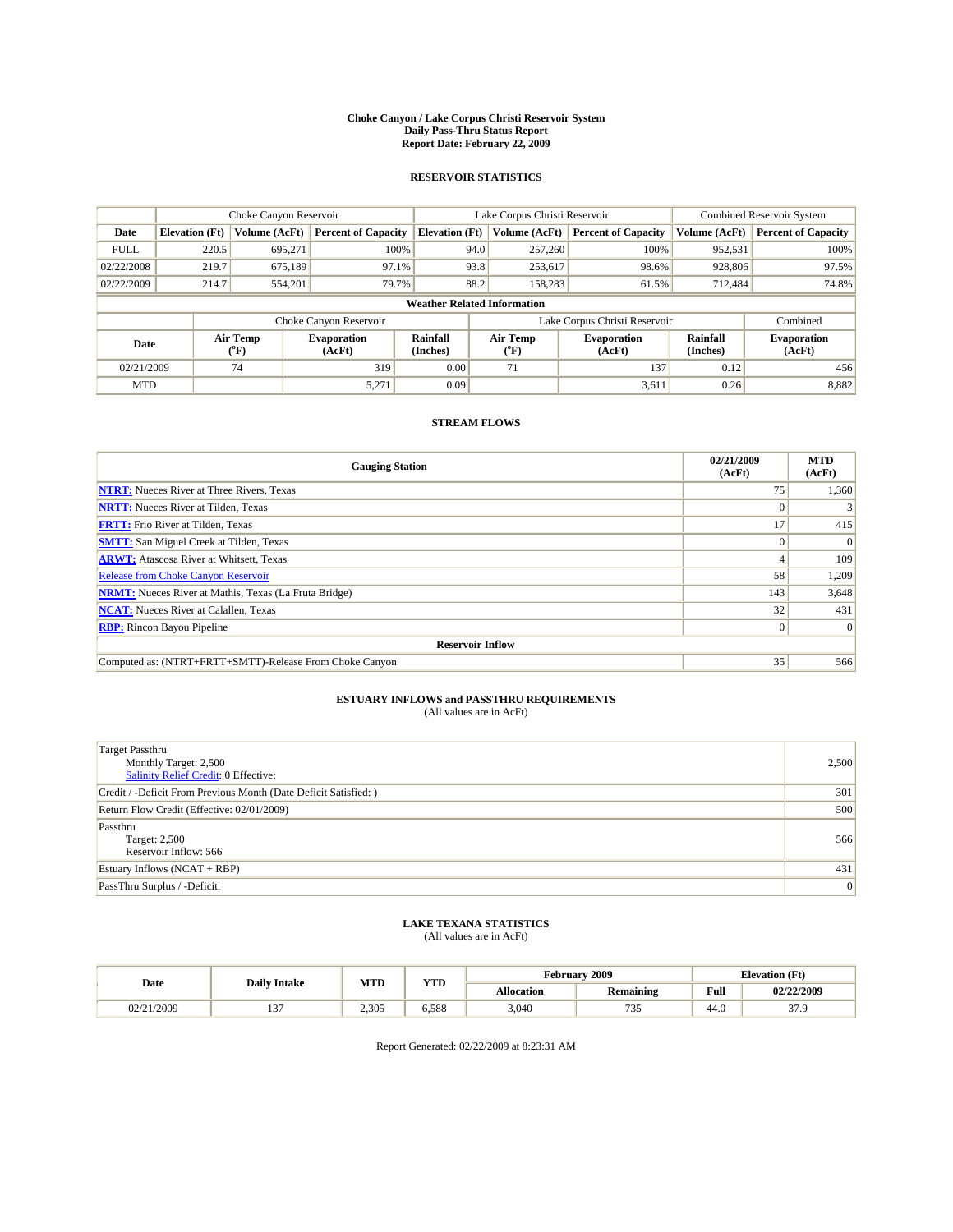# Choke Canyon / Lake Corpus Christi Reservoir System
## Daily Pass-Thru Status Report
### Report Date: February 22, 2009

## RESERVOIR STATISTICS

| | Choke Canyon Reservoir | | | Lake Corpus Christi Reservoir | | | Combined Reservoir System | |
|---|---|---|---|---|---|---|---|---|
| Date | Elevation (Ft) | Volume (AcFt) | Percent of Capacity | Elevation (Ft) | Volume (AcFt) | Percent of Capacity | Volume (AcFt) | Percent of Capacity |
| FULL | 220.5 | 695,271 | 100% | 94.0 | 257,260 | 100% | 952,531 | 100% |
| 02/22/2008 | 219.7 | 675,189 | 97.1% | 93.8 | 253,617 | 98.6% | 928,806 | 97.5% |
| 02/22/2009 | 214.7 | 554,201 | 79.7% | 88.2 | 158,283 | 61.5% | 712,484 | 74.8% |

**Weather Related Information**

| | Choke Canyon Reservoir | | | Lake Corpus Christi Reservoir | | | Combined |
|---|---|---|---|---|---|---|---|
| Date | Air Temp (°F) | Evaporation (AcFt) | Rainfall (Inches) | Air Temp (°F) | Evaporation (AcFt) | Rainfall (Inches) | Evaporation (AcFt) |
| 02/21/2009 | 74 | 319 | 0.00 | 71 | 137 | 0.12 | 456 |
| MTD | | 5,271 | 0.09 | | 3,611 | 0.26 | 8,882 |

## STREAM FLOWS

| Gauging Station | 02/21/2009 (AcFt) | MTD (AcFt) |
|---|---|---|
| NTRT: Nueces River at Three Rivers, Texas | 75 | 1,360 |
| NRTT: Nueces River at Tilden, Texas | 0 | 3 |
| FRTT: Frio River at Tilden, Texas | 17 | 415 |
| SMTT: San Miguel Creek at Tilden, Texas | 0 | 0 |
| ARWT: Atascosa River at Whitsett, Texas | 4 | 109 |
| Release from Choke Canyon Reservoir | 58 | 1,209 |
| NRMT: Nueces River at Mathis, Texas (La Fruta Bridge) | 143 | 3,648 |
| NCAT: Nueces River at Calallen, Texas | 32 | 431 |
| RBP: Rincon Bayou Pipeline | 0 | 0 |
| **Reservoir Inflow** | | |
| Computed as: (NTRT+FRTT+SMTT)-Release From Choke Canyon | 35 | 566 |

## ESTUARY INFLOWS and PASSTHRU REQUIREMENTS
(All values are in AcFt)

| | |
|---|---|
| Target Passthru<br>Monthly Target: 2,500<br>Salinity Relief Credit: 0 Effective: | 2,500 |
| Credit / -Deficit From Previous Month (Date Deficit Satisfied: ) | 301 |
| Return Flow Credit (Effective: 02/01/2009) | 500 |
| Passthru<br>Target: 2,500<br>Reservoir Inflow: 566 | 566 |
| Estuary Inflows (NCAT + RBP) | 431 |
| PassThru Surplus / -Deficit: | 0 |

## LAKE TEXANA STATISTICS
(All values are in AcFt)

| Date | Daily Intake | MTD | YTD | February 2009 | | Elevation (Ft) | |
|---|---|---|---|---|---|---|---|
| | | | | Allocation | Remaining | Full | 02/22/2009 |
| 02/21/2009 | 137 | 2,305 | 6,588 | 3,040 | 735 | 44.0 | 37.9 |

Report Generated: 02/22/2009 at 8:23:31 AM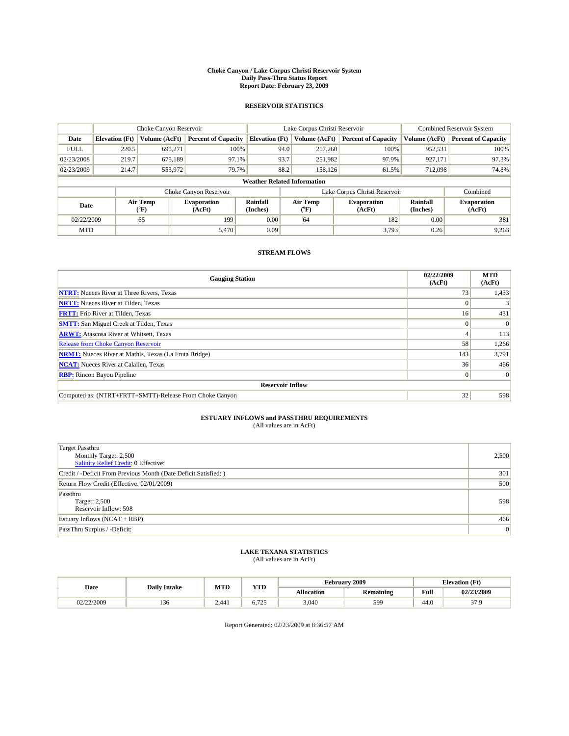**Choke Canyon / Lake Corpus Christi Reservoir System**
**Daily Pass-Thru Status Report**
**Report Date: February 23, 2009**

## RESERVOIR STATISTICS

| | Choke Canyon Reservoir | | | Lake Corpus Christi Reservoir | | | Combined Reservoir System | |
|---|---|---|---|---|---|---|---|---|
| **Date** | **Elevation (Ft)** | **Volume (AcFt)** | **Percent of Capacity** | **Elevation (Ft)** | **Volume (AcFt)** | **Percent of Capacity** | **Volume (AcFt)** | **Percent of Capacity** |
| FULL | 220.5 | 695,271 | 100% | 94.0 | 257,260 | 100% | 952,531 | 100% |
| 02/23/2008 | 219.7 | 675,189 | 97.1% | 93.7 | 251,982 | 97.9% | 927,171 | 97.3% |
| 02/23/2009 | 214.7 | 553,972 | 79.7% | 88.2 | 158,126 | 61.5% | 712,098 | 74.8% |

**Weather Related Information**

| | Choke Canyon Reservoir | | | Lake Corpus Christi Reservoir | | | Combined |
|---|---|---|---|---|---|---|---|
| **Date** | **Air Temp (°F)** | **Evaporation (AcFt)** | **Rainfall (Inches)** | **Air Temp (°F)** | **Evaporation (AcFt)** | **Rainfall (Inches)** | **Evaporation (AcFt)** |
| 02/22/2009 | 65 | 199 | 0.00 | 64 | 182 | 0.00 | 381 |
| MTD | | 5,470 | 0.09 | | 3,793 | 0.26 | 9,263 |

## STREAM FLOWS

| Gauging Station | 02/22/2009 (AcFt) | MTD (AcFt) |
|---|---|---|
| **NTRT:** Nueces River at Three Rivers, Texas | 73 | 1,433 |
| **NRTT:** Nueces River at Tilden, Texas | 0 | 3 |
| **FRTT:** Frio River at Tilden, Texas | 16 | 431 |
| **SMTT:** San Miguel Creek at Tilden, Texas | 0 | 0 |
| **ARWT:** Atascosa River at Whitsett, Texas | 4 | 113 |
| Release from Choke Canyon Reservoir | 58 | 1,266 |
| **NRMT:** Nueces River at Mathis, Texas (La Fruta Bridge) | 143 | 3,791 |
| **NCAT:** Nueces River at Calallen, Texas | 36 | 466 |
| **RBP:** Rincon Bayou Pipeline | 0 | 0 |
| **Reservoir Inflow** | | |
| Computed as: (NTRT+FRTT+SMTT)-Release From Choke Canyon | 32 | 598 |

## ESTUARY INFLOWS and PASSTHRU REQUIREMENTS
(All values are in AcFt)

| | |
|---|---|
| Target Passthru<br>Monthly Target: 2,500<br>Salinity Relief Credit: 0 Effective: | 2,500 |
| Credit / -Deficit From Previous Month (Date Deficit Satisfied: ) | 301 |
| Return Flow Credit (Effective: 02/01/2009) | 500 |
| Passthru<br>Target: 2,500<br>Reservoir Inflow: 598 | 598 |
| Estuary Inflows (NCAT + RBP) | 466 |
| PassThru Surplus / -Deficit: | 0 |

## LAKE TEXANA STATISTICS
(All values are in AcFt)

| Date | Daily Intake | MTD | YTD | February 2009 | | Elevation (Ft) | |
|---|---|---|---|---|---|---|---|
| | | | | **Allocation** | **Remaining** | **Full** | **02/23/2009** |
| 02/22/2009 | 136 | 2,441 | 6,725 | 3,040 | 599 | 44.0 | 37.9 |

Report Generated: 02/23/2009 at 8:36:57 AM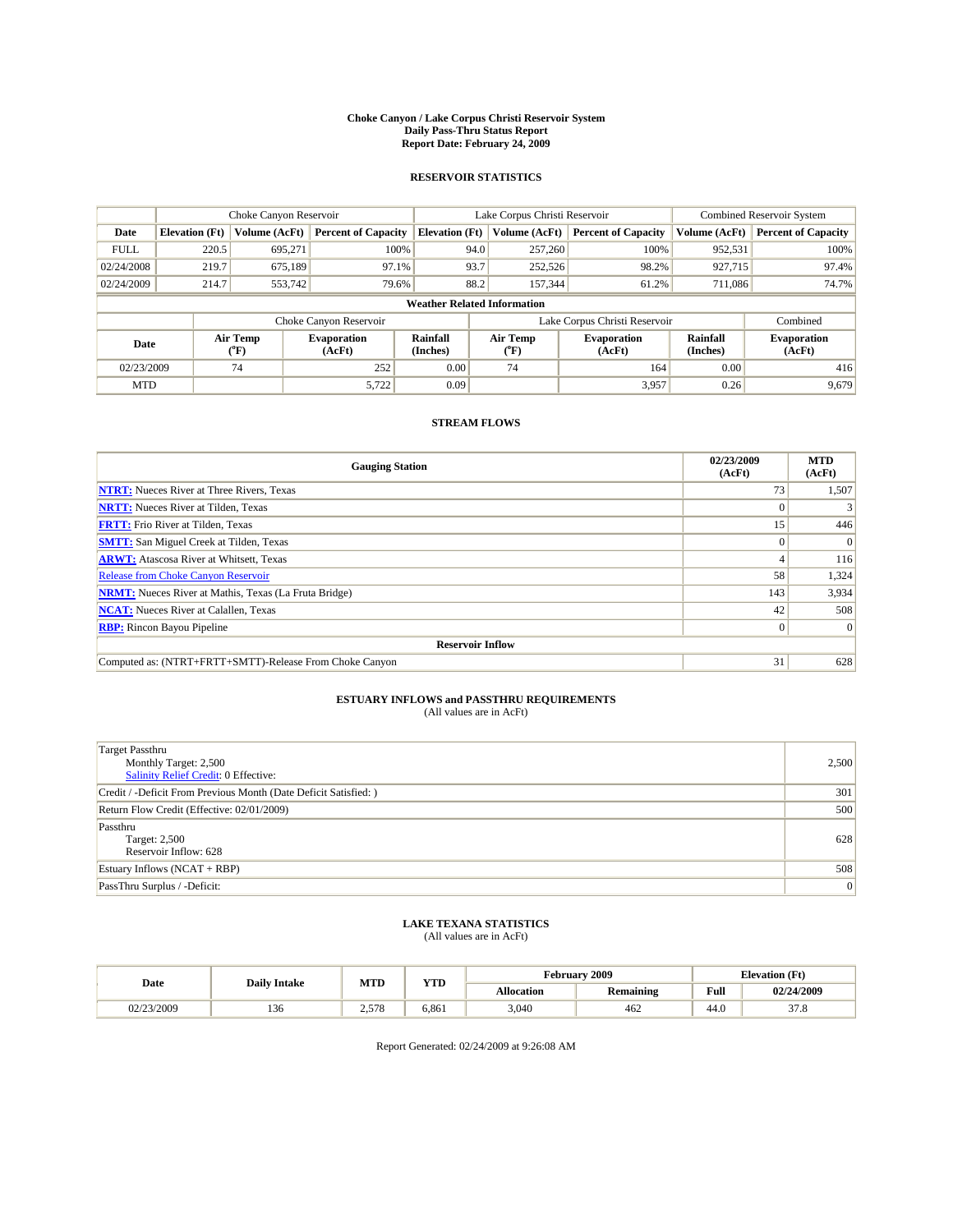# Choke Canyon / Lake Corpus Christi Reservoir System
## Daily Pass-Thru Status Report
## Report Date: February 24, 2009

### RESERVOIR STATISTICS

| | Choke Canyon Reservoir | | | Lake Corpus Christi Reservoir | | | Combined Reservoir System | |
|---|---|---|---|---|---|---|---|---|
| **Date** | **Elevation (Ft)** | **Volume (AcFt)** | **Percent of Capacity** | **Elevation (Ft)** | **Volume (AcFt)** | **Percent of Capacity** | **Volume (AcFt)** | **Percent of Capacity** |
| FULL | 220.5 | 695,271 | 100% | 94.0 | 257,260 | 100% | 952,531 | 100% |
| 02/24/2008 | 219.7 | 675,189 | 97.1% | 93.7 | 252,526 | 98.2% | 927,715 | 97.4% |
| 02/24/2009 | 214.7 | 553,742 | 79.6% | 88.2 | 157,344 | 61.2% | 711,086 | 74.7% |

**Weather Related Information**

| | Choke Canyon Reservoir | | | Lake Corpus Christi Reservoir | | | Combined |
|---|---|---|---|---|---|---|---|
| **Date** | **Air Temp (°F)** | **Evaporation (AcFt)** | **Rainfall (Inches)** | **Air Temp (°F)** | **Evaporation (AcFt)** | **Rainfall (Inches)** | **Evaporation (AcFt)** |
| 02/23/2009 | 74 | 252 | 0.00 | 74 | 164 | 0.00 | 416 |
| MTD | | 5,722 | 0.09 | | 3,957 | 0.26 | 9,679 |

### STREAM FLOWS

| Gauging Station | 02/23/2009 (AcFt) | MTD (AcFt) |
|---|---|---|
| **NTRT:** Nueces River at Three Rivers, Texas | 73 | 1,507 |
| **NRTT:** Nueces River at Tilden, Texas | 0 | 3 |
| **FRTT:** Frio River at Tilden, Texas | 15 | 446 |
| **SMTT:** San Miguel Creek at Tilden, Texas | 0 | 0 |
| **ARWT:** Atascosa River at Whitsett, Texas | 4 | 116 |
| Release from Choke Canyon Reservoir | 58 | 1,324 |
| **NRMT:** Nueces River at Mathis, Texas (La Fruta Bridge) | 143 | 3,934 |
| **NCAT:** Nueces River at Calallen, Texas | 42 | 508 |
| **RBP:** Rincon Bayou Pipeline | 0 | 0 |
| **Reservoir Inflow** | | |
| Computed as: (NTRT+FRTT+SMTT)-Release From Choke Canyon | 31 | 628 |

### ESTUARY INFLOWS and PASSTHRU REQUIREMENTS
(All values are in AcFt)

| | |
|---|---|
| Target Passthru<br>Monthly Target: 2,500<br>Salinity Relief Credit: 0 Effective: | 2,500 |
| Credit / -Deficit From Previous Month (Date Deficit Satisfied: ) | 301 |
| Return Flow Credit (Effective: 02/01/2009) | 500 |
| Passthru<br>Target: 2,500<br>Reservoir Inflow: 628 | 628 |
| Estuary Inflows (NCAT + RBP) | 508 |
| PassThru Surplus / -Deficit: | 0 |

### LAKE TEXANA STATISTICS
(All values are in AcFt)

| Date | Daily Intake | MTD | YTD | February 2009 | | Elevation (Ft) | |
|---|---|---|---|---|---|---|---|
| | | | | **Allocation** | **Remaining** | **Full** | **02/24/2009** |
| 02/23/2009 | 136 | 2,578 | 6,861 | 3,040 | 462 | 44.0 | 37.8 |

Report Generated: 02/24/2009 at 9:26:08 AM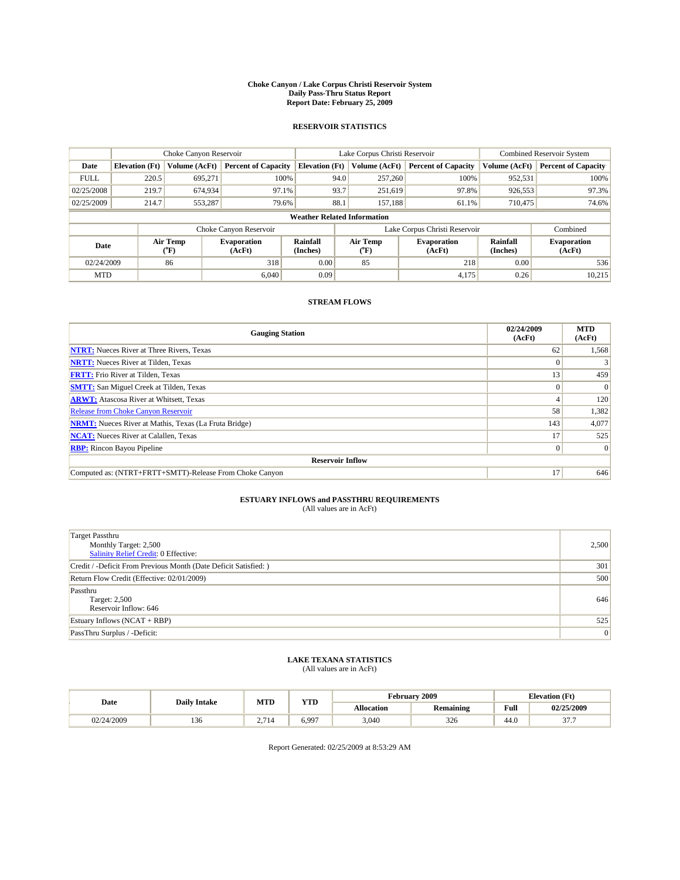# Choke Canyon / Lake Corpus Christi Reservoir System
## Daily Pass-Thru Status Report
### Report Date: February 25, 2009

## RESERVOIR STATISTICS

| | Choke Canyon Reservoir | | | Lake Corpus Christi Reservoir | | | Combined Reservoir System | |
|---|---|---|---|---|---|---|---|---|
| Date | Elevation (Ft) | Volume (AcFt) | Percent of Capacity | Elevation (Ft) | Volume (AcFt) | Percent of Capacity | Volume (AcFt) | Percent of Capacity |
| FULL | 220.5 | 695,271 | 100% | 94.0 | 257,260 | 100% | 952,531 | 100% |
| 02/25/2008 | 219.7 | 674,934 | 97.1% | 93.7 | 251,619 | 97.8% | 926,553 | 97.3% |
| 02/25/2009 | 214.7 | 553,287 | 79.6% | 88.1 | 157,188 | 61.1% | 710,475 | 74.6% |

**Weather Related Information**

| | Choke Canyon Reservoir | | | Lake Corpus Christi Reservoir | | | Combined |
|---|---|---|---|---|---|---|---|
| Date | Air Temp (°F) | Evaporation (AcFt) | Rainfall (Inches) | Air Temp (°F) | Evaporation (AcFt) | Rainfall (Inches) | Evaporation (AcFt) |
| 02/24/2009 | 86 | 318 | 0.00 | 85 | 218 | 0.00 | 536 |
| MTD | | 6,040 | 0.09 | | 4,175 | 0.26 | 10,215 |

## STREAM FLOWS

| Gauging Station | 02/24/2009 (AcFt) | MTD (AcFt) |
|---|---|---|
| NTRT: Nueces River at Three Rivers, Texas | 62 | 1,568 |
| NRTT: Nueces River at Tilden, Texas | 0 | 3 |
| FRTT: Frio River at Tilden, Texas | 13 | 459 |
| SMTT: San Miguel Creek at Tilden, Texas | 0 | 0 |
| ARWT: Atascosa River at Whitsett, Texas | 4 | 120 |
| Release from Choke Canyon Reservoir | 58 | 1,382 |
| NRMT: Nueces River at Mathis, Texas (La Fruta Bridge) | 143 | 4,077 |
| NCAT: Nueces River at Calallen, Texas | 17 | 525 |
| RBP: Rincon Bayou Pipeline | 0 | 0 |
| **Reservoir Inflow** | | |
| Computed as: (NTRT+FRTT+SMTT)-Release From Choke Canyon | 17 | 646 |

## ESTUARY INFLOWS and PASSTHRU REQUIREMENTS
(All values are in AcFt)

| | |
|---|---|
| Target Passthru<br>Monthly Target: 2,500<br>Salinity Relief Credit: 0 Effective: | 2,500 |
| Credit / -Deficit From Previous Month (Date Deficit Satisfied: ) | 301 |
| Return Flow Credit (Effective: 02/01/2009) | 500 |
| Passthru<br>Target: 2,500<br>Reservoir Inflow: 646 | 646 |
| Estuary Inflows (NCAT + RBP) | 525 |
| PassThru Surplus / -Deficit: | 0 |

## LAKE TEXANA STATISTICS
(All values are in AcFt)

| Date | Daily Intake | MTD | YTD | February 2009 | | Elevation (Ft) | |
|---|---|---|---|---|---|---|---|
| | | | | Allocation | Remaining | Full | 02/25/2009 |
| 02/24/2009 | 136 | 2,714 | 6,997 | 3,040 | 326 | 44.0 | 37.7 |

Report Generated: 02/25/2009 at 8:53:29 AM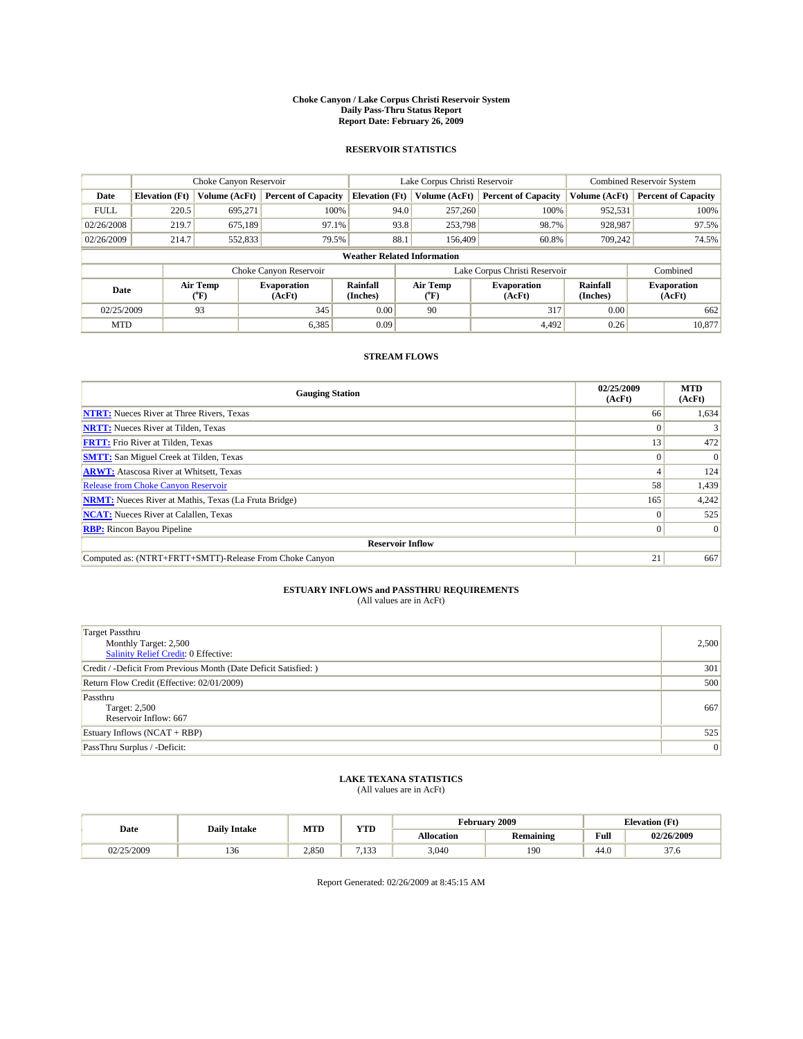# Choke Canyon / Lake Corpus Christi Reservoir System
## Daily Pass-Thru Status Report
## Report Date: February 26, 2009

### RESERVOIR STATISTICS

| | Choke Canyon Reservoir | | | Lake Corpus Christi Reservoir | | | Combined Reservoir System | |
|---|---|---|---|---|---|---|---|---|
| Date | Elevation (Ft) | Volume (AcFt) | Percent of Capacity | Elevation (Ft) | Volume (AcFt) | Percent of Capacity | Volume (AcFt) | Percent of Capacity |
| FULL | 220.5 | 695,271 | 100% | 94.0 | 257,260 | 100% | 952,531 | 100% |
| 02/26/2008 | 219.7 | 675,189 | 97.1% | 93.8 | 253,798 | 98.7% | 928,987 | 97.5% |
| 02/26/2009 | 214.7 | 552,833 | 79.5% | 88.1 | 156,409 | 60.8% | 709,242 | 74.5% |

**Weather Related Information**

| | Choke Canyon Reservoir | | | Lake Corpus Christi Reservoir | | | Combined |
|---|---|---|---|---|---|---|---|
| Date | Air Temp (°F) | Evaporation (AcFt) | Rainfall (Inches) | Air Temp (°F) | Evaporation (AcFt) | Rainfall (Inches) | Evaporation (AcFt) |
| 02/25/2009 | 93 | 345 | 0.00 | 90 | 317 | 0.00 | 662 |
| MTD | | 6,385 | 0.09 | | 4,492 | 0.26 | 10,877 |

### STREAM FLOWS

| Gauging Station | 02/25/2009 (AcFt) | MTD (AcFt) |
|---|---|---|
| **NTRT:** Nueces River at Three Rivers, Texas | 66 | 1,634 |
| **NRTT:** Nueces River at Tilden, Texas | 0 | 3 |
| **FRTT:** Frio River at Tilden, Texas | 13 | 472 |
| **SMTT:** San Miguel Creek at Tilden, Texas | 0 | 0 |
| **ARWT:** Atascosa River at Whitsett, Texas | 4 | 124 |
| Release from Choke Canyon Reservoir | 58 | 1,439 |
| **NRMT:** Nueces River at Mathis, Texas (La Fruta Bridge) | 165 | 4,242 |
| **NCAT:** Nueces River at Calallen, Texas | 0 | 525 |
| **RBP:** Rincon Bayou Pipeline | 0 | 0 |
| **Reservoir Inflow** | | |
| Computed as: (NTRT+FRTT+SMTT)-Release From Choke Canyon | 21 | 667 |

### ESTUARY INFLOWS and PASSTHRU REQUIREMENTS
(All values are in AcFt)

| | |
|---|---|
| Target Passthru<br>Monthly Target: 2,500<br>Salinity Relief Credit: 0 Effective: | 2,500 |
| Credit / -Deficit From Previous Month (Date Deficit Satisfied: ) | 301 |
| Return Flow Credit (Effective: 02/01/2009) | 500 |
| Passthru<br>Target: 2,500<br>Reservoir Inflow: 667 | 667 |
| Estuary Inflows (NCAT + RBP) | 525 |
| PassThru Surplus / -Deficit: | 0 |

### LAKE TEXANA STATISTICS
(All values are in AcFt)

| Date | Daily Intake | MTD | YTD | February 2009 | | Elevation (Ft) | |
|---|---|---|---|---|---|---|---|
| | | | | Allocation | Remaining | Full | 02/26/2009 |
| 02/25/2009 | 136 | 2,850 | 7,133 | 3,040 | 190 | 44.0 | 37.6 |

Report Generated: 02/26/2009 at 8:45:15 AM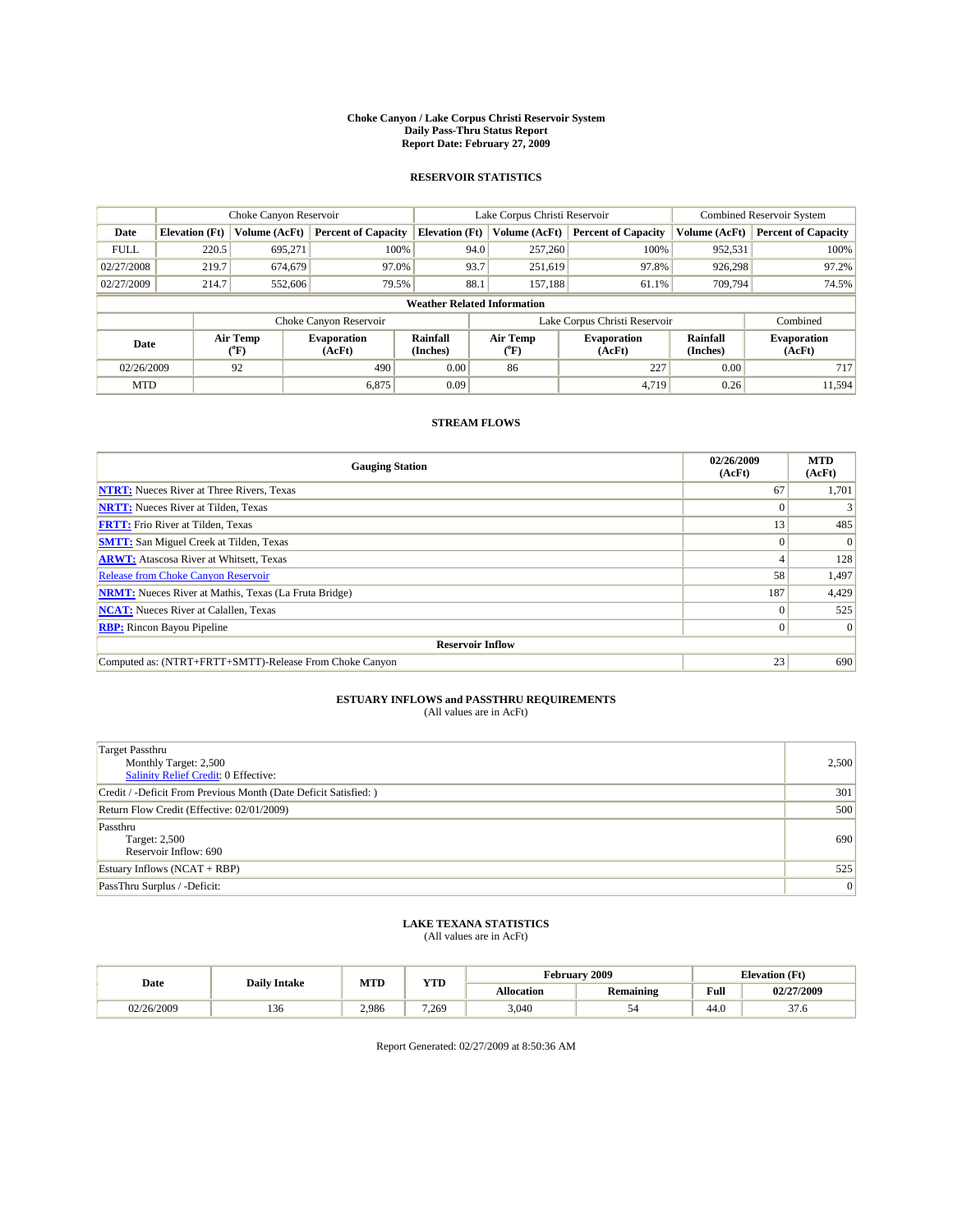# Choke Canyon / Lake Corpus Christi Reservoir System
## Daily Pass-Thru Status Report
## Report Date: February 27, 2009

### RESERVOIR STATISTICS

| | Choke Canyon Reservoir | | | Lake Corpus Christi Reservoir | | | Combined Reservoir System | |
|---|---|---|---|---|---|---|---|---|
| Date | Elevation (Ft) | Volume (AcFt) | Percent of Capacity | Elevation (Ft) | Volume (AcFt) | Percent of Capacity | Volume (AcFt) | Percent of Capacity |
| FULL | 220.5 | 695,271 | 100% | 94.0 | 257,260 | 100% | 952,531 | 100% |
| 02/27/2008 | 219.7 | 674,679 | 97.0% | 93.7 | 251,619 | 97.8% | 926,298 | 97.2% |
| 02/27/2009 | 214.7 | 552,606 | 79.5% | 88.1 | 157,188 | 61.1% | 709,794 | 74.5% |

**Weather Related Information**

| | Choke Canyon Reservoir | | | Lake Corpus Christi Reservoir | | | Combined |
|---|---|---|---|---|---|---|---|
| Date | Air Temp (°F) | Evaporation (AcFt) | Rainfall (Inches) | Air Temp (°F) | Evaporation (AcFt) | Rainfall (Inches) | Evaporation (AcFt) |
| 02/26/2009 | 92 | 490 | 0.00 | 86 | 227 | 0.00 | 717 |
| MTD | | 6,875 | 0.09 | | 4,719 | 0.26 | 11,594 |

### STREAM FLOWS

| Gauging Station | 02/26/2009 (AcFt) | MTD (AcFt) |
|---|---|---|
| NTRT: Nueces River at Three Rivers, Texas | 67 | 1,701 |
| NRTT: Nueces River at Tilden, Texas | 0 | 3 |
| FRTT: Frio River at Tilden, Texas | 13 | 485 |
| SMTT: San Miguel Creek at Tilden, Texas | 0 | 0 |
| ARWT: Atascosa River at Whitsett, Texas | 4 | 128 |
| Release from Choke Canyon Reservoir | 58 | 1,497 |
| NRMT: Nueces River at Mathis, Texas (La Fruta Bridge) | 187 | 4,429 |
| NCAT: Nueces River at Calallen, Texas | 0 | 525 |
| RBP: Rincon Bayou Pipeline | 0 | 0 |
| **Reservoir Inflow** | | |
| Computed as: (NTRT+FRTT+SMTT)-Release From Choke Canyon | 23 | 690 |

### ESTUARY INFLOWS and PASSTHRU REQUIREMENTS
(All values are in AcFt)

| | |
|---|---|
| Target Passthru<br>Monthly Target: 2,500<br>Salinity Relief Credit: 0 Effective: | 2,500 |
| Credit / -Deficit From Previous Month (Date Deficit Satisfied: ) | 301 |
| Return Flow Credit (Effective: 02/01/2009) | 500 |
| Passthru<br>Target: 2,500<br>Reservoir Inflow: 690 | 690 |
| Estuary Inflows (NCAT + RBP) | 525 |
| PassThru Surplus / -Deficit: | 0 |

### LAKE TEXANA STATISTICS
(All values are in AcFt)

| Date | Daily Intake | MTD | YTD | February 2009 | | Elevation (Ft) | |
|---|---|---|---|---|---|---|---|
| | | | | Allocation | Remaining | Full | 02/27/2009 |
| 02/26/2009 | 136 | 2,986 | 7,269 | 3,040 | 54 | 44.0 | 37.6 |

Report Generated: 02/27/2009 at 8:50:36 AM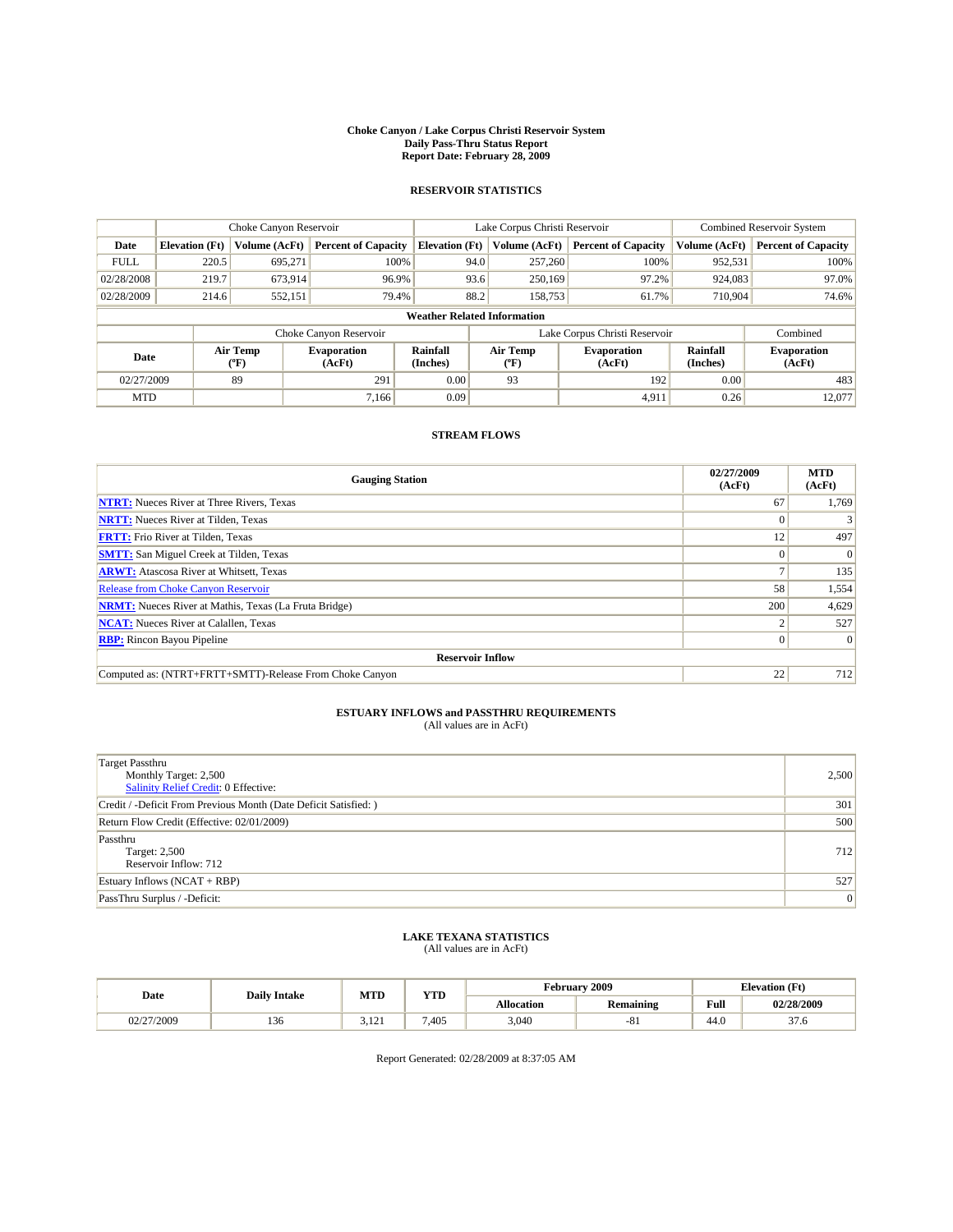**Choke Canyon / Lake Corpus Christi Reservoir System**
**Daily Pass-Thru Status Report**
**Report Date: February 28, 2009**

## RESERVOIR STATISTICS

| | Choke Canyon Reservoir | | | Lake Corpus Christi Reservoir | | | Combined Reservoir System | |
|---|---|---|---|---|---|---|---|---|
| **Date** | **Elevation (Ft)** | **Volume (AcFt)** | **Percent of Capacity** | **Elevation (Ft)** | **Volume (AcFt)** | **Percent of Capacity** | **Volume (AcFt)** | **Percent of Capacity** |
| FULL | 220.5 | 695,271 | 100% | 94.0 | 257,260 | 100% | 952,531 | 100% |
| 02/28/2008 | 219.7 | 673,914 | 96.9% | 93.6 | 250,169 | 97.2% | 924,083 | 97.0% |
| 02/28/2009 | 214.6 | 552,151 | 79.4% | 88.2 | 158,753 | 61.7% | 710,904 | 74.6% |

**Weather Related Information**

| | Choke Canyon Reservoir | | | Lake Corpus Christi Reservoir | | | Combined |
|---|---|---|---|---|---|---|---|
| **Date** | **Air Temp (°F)** | **Evaporation (AcFt)** | **Rainfall (Inches)** | **Air Temp (°F)** | **Evaporation (AcFt)** | **Rainfall (Inches)** | **Evaporation (AcFt)** |
| 02/27/2009 | 89 | 291 | 0.00 | 93 | 192 | 0.00 | 483 |
| MTD | | 7,166 | 0.09 | | 4,911 | 0.26 | 12,077 |

## STREAM FLOWS

| Gauging Station | 02/27/2009 (AcFt) | MTD (AcFt) |
|---|---|---|
| **NTRT:** Nueces River at Three Rivers, Texas | 67 | 1,769 |
| **NRTT:** Nueces River at Tilden, Texas | 0 | 3 |
| **FRTT:** Frio River at Tilden, Texas | 12 | 497 |
| **SMTT:** San Miguel Creek at Tilden, Texas | 0 | 0 |
| **ARWT:** Atascosa River at Whitsett, Texas | 7 | 135 |
| Release from Choke Canyon Reservoir | 58 | 1,554 |
| **NRMT:** Nueces River at Mathis, Texas (La Fruta Bridge) | 200 | 4,629 |
| **NCAT:** Nueces River at Calallen, Texas | 2 | 527 |
| **RBP:** Rincon Bayou Pipeline | 0 | 0 |
| **Reservoir Inflow** | | |
| Computed as: (NTRT+FRTT+SMTT)-Release From Choke Canyon | 22 | 712 |

## ESTUARY INFLOWS and PASSTHRU REQUIREMENTS
(All values are in AcFt)

| | |
|---|---|
| Target Passthru<br>Monthly Target: 2,500<br>Salinity Relief Credit: 0 Effective: | 2,500 |
| Credit / -Deficit From Previous Month (Date Deficit Satisfied: ) | 301 |
| Return Flow Credit (Effective: 02/01/2009) | 500 |
| Passthru<br>Target: 2,500<br>Reservoir Inflow: 712 | 712 |
| Estuary Inflows (NCAT + RBP) | 527 |
| PassThru Surplus / -Deficit: | 0 |

## LAKE TEXANA STATISTICS
(All values are in AcFt)

| Date | Daily Intake | MTD | YTD | February 2009 | | Elevation (Ft) | |
|---|---|---|---|---|---|---|---|
| | | | | **Allocation** | **Remaining** | **Full** | **02/28/2009** |
| 02/27/2009 | 136 | 3,121 | 7,405 | 3,040 | -81 | 44.0 | 37.6 |

Report Generated: 02/28/2009 at 8:37:05 AM